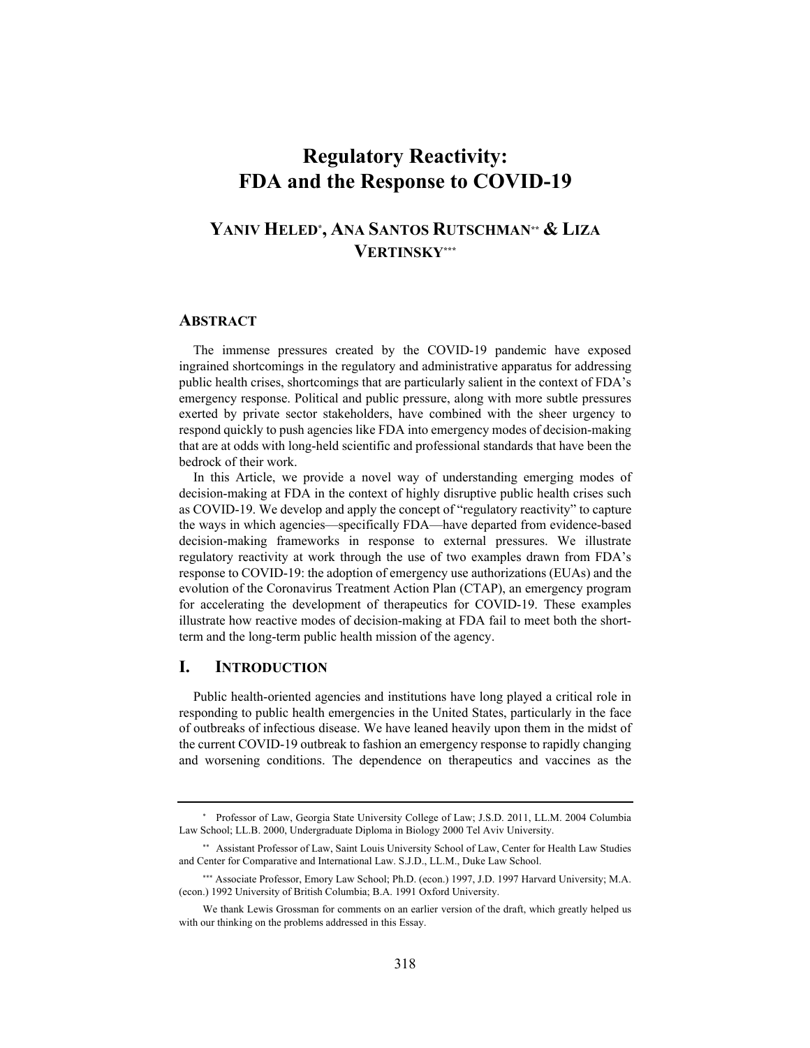# Regulatory Reactivity: FDA and the Response to COVID-19

**YANIV HELED[\*], ANA SANTOS RUTSCHMAN[\*\*] & LIZA VERTINSKY[\*\*\*]**

## ABSTRACT

The immense pressures created by the COVID-19 pandemic have exposed ingrained shortcomings in the regulatory and administrative apparatus for addressing public health crises, shortcomings that are particularly salient in the context of FDA's emergency response. Political and public pressure, along with more subtle pressures exerted by private sector stakeholders, have combined with the sheer urgency to respond quickly to push agencies like FDA into emergency modes of decision-making that are at odds with long-held scientific and professional standards that have been the bedrock of their work.

In this Article, we provide a novel way of understanding emerging modes of decision-making at FDA in the context of highly disruptive public health crises such as COVID-19. We develop and apply the concept of "regulatory reactivity" to capture the ways in which agencies—specifically FDA—have departed from evidence-based decision-making frameworks in response to external pressures. We illustrate regulatory reactivity at work through the use of two examples drawn from FDA's response to COVID-19: the adoption of emergency use authorizations (EUAs) and the evolution of the Coronavirus Treatment Action Plan (CTAP), an emergency program for accelerating the development of therapeutics for COVID-19. These examples illustrate how reactive modes of decision-making at FDA fail to meet both the short-term and the long-term public health mission of the agency.

## I. INTRODUCTION

Public health-oriented agencies and institutions have long played a critical role in responding to public health emergencies in the United States, particularly in the face of outbreaks of infectious disease. We have leaned heavily upon them in the midst of the current COVID-19 outbreak to fashion an emergency response to rapidly changing and worsening conditions. The dependence on therapeutics and vaccines as the

---

[\*] Professor of Law, Georgia State University College of Law; J.S.D. 2011, LL.M. 2004 Columbia Law School; LL.B. 2000, Undergraduate Diploma in Biology 2000 Tel Aviv University.

[\*\*] Assistant Professor of Law, Saint Louis University School of Law, Center for Health Law Studies and Center for Comparative and International Law. S.J.D., LL.M., Duke Law School.

[\*\*\*] Associate Professor, Emory Law School; Ph.D. (econ.) 1997, J.D. 1997 Harvard University; M.A. (econ.) 1992 University of British Columbia; B.A. 1991 Oxford University.

We thank Lewis Grossman for comments on an earlier version of the draft, which greatly helped us with our thinking on the problems addressed in this Essay.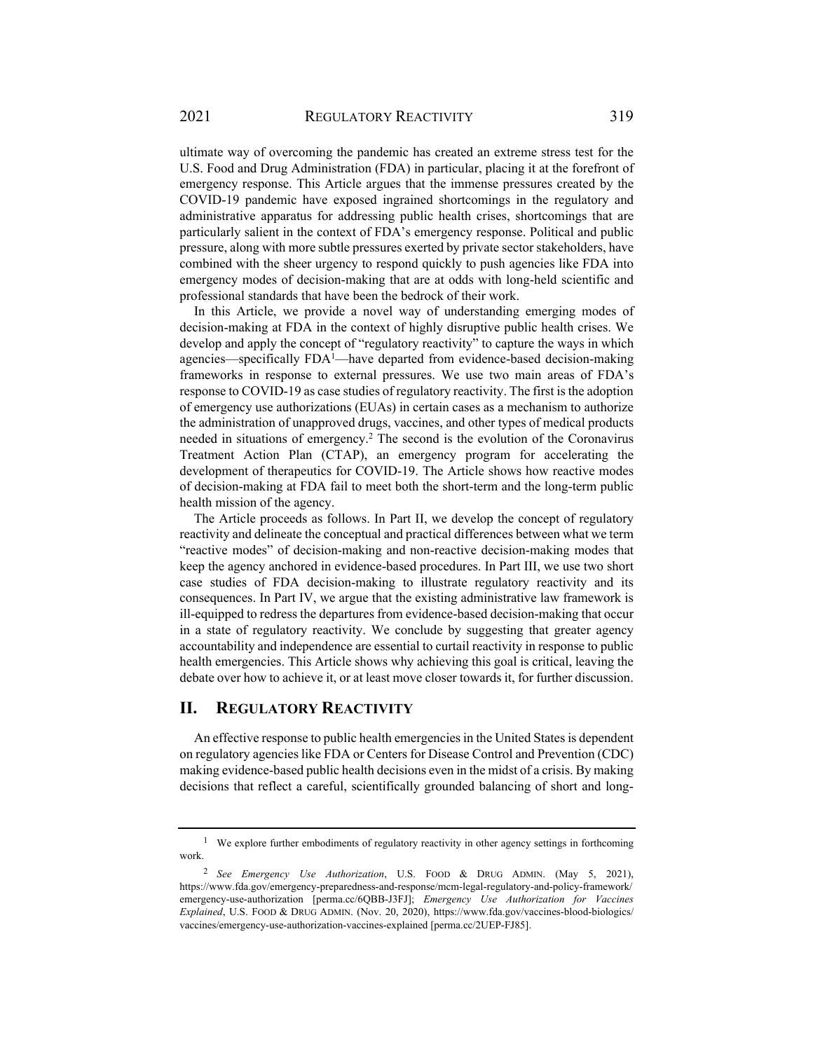ultimate way of overcoming the pandemic has created an extreme stress test for the U.S. Food and Drug Administration (FDA) in particular, placing it at the forefront of emergency response. This Article argues that the immense pressures created by the COVID-19 pandemic have exposed ingrained shortcomings in the regulatory and administrative apparatus for addressing public health crises, shortcomings that are particularly salient in the context of FDA's emergency response. Political and public pressure, along with more subtle pressures exerted by private sector stakeholders, have combined with the sheer urgency to respond quickly to push agencies like FDA into emergency modes of decision-making that are at odds with long-held scientific and professional standards that have been the bedrock of their work.

In this Article, we provide a novel way of understanding emerging modes of decision-making at FDA in the context of highly disruptive public health crises. We develop and apply the concept of "regulatory reactivity" to capture the ways in which agencies—specifically FDA[1]—have departed from evidence-based decision-making frameworks in response to external pressures. We use two main areas of FDA's response to COVID-19 as case studies of regulatory reactivity. The first is the adoption of emergency use authorizations (EUAs) in certain cases as a mechanism to authorize the administration of unapproved drugs, vaccines, and other types of medical products needed in situations of emergency.[2] The second is the evolution of the Coronavirus Treatment Action Plan (CTAP), an emergency program for accelerating the development of therapeutics for COVID-19. The Article shows how reactive modes of decision-making at FDA fail to meet both the short-term and the long-term public health mission of the agency.

The Article proceeds as follows. In Part II, we develop the concept of regulatory reactivity and delineate the conceptual and practical differences between what we term "reactive modes" of decision-making and non-reactive decision-making modes that keep the agency anchored in evidence-based procedures. In Part III, we use two short case studies of FDA decision-making to illustrate regulatory reactivity and its consequences. In Part IV, we argue that the existing administrative law framework is ill-equipped to redress the departures from evidence-based decision-making that occur in a state of regulatory reactivity. We conclude by suggesting that greater agency accountability and independence are essential to curtail reactivity in response to public health emergencies. This Article shows why achieving this goal is critical, leaving the debate over how to achieve it, or at least move closer towards it, for further discussion.

## II. Regulatory Reactivity

An effective response to public health emergencies in the United States is dependent on regulatory agencies like FDA or Centers for Disease Control and Prevention (CDC) making evidence-based public health decisions even in the midst of a crisis. By making decisions that reflect a careful, scientifically grounded balancing of short and long-

---

[1] We explore further embodiments of regulatory reactivity in other agency settings in forthcoming work.

[2] *See Emergency Use Authorization*, U.S. FOOD & DRUG ADMIN. (May 5, 2021), https://www.fda.gov/emergency-preparedness-and-response/mcm-legal-regulatory-and-policy-framework/emergency-use-authorization [perma.cc/6QBB-J3FJ]; *Emergency Use Authorization for Vaccines Explained*, U.S. FOOD & DRUG ADMIN. (Nov. 20, 2020), https://www.fda.gov/vaccines-blood-biologics/vaccines/emergency-use-authorization-vaccines-explained [perma.cc/2UEP-FJ85].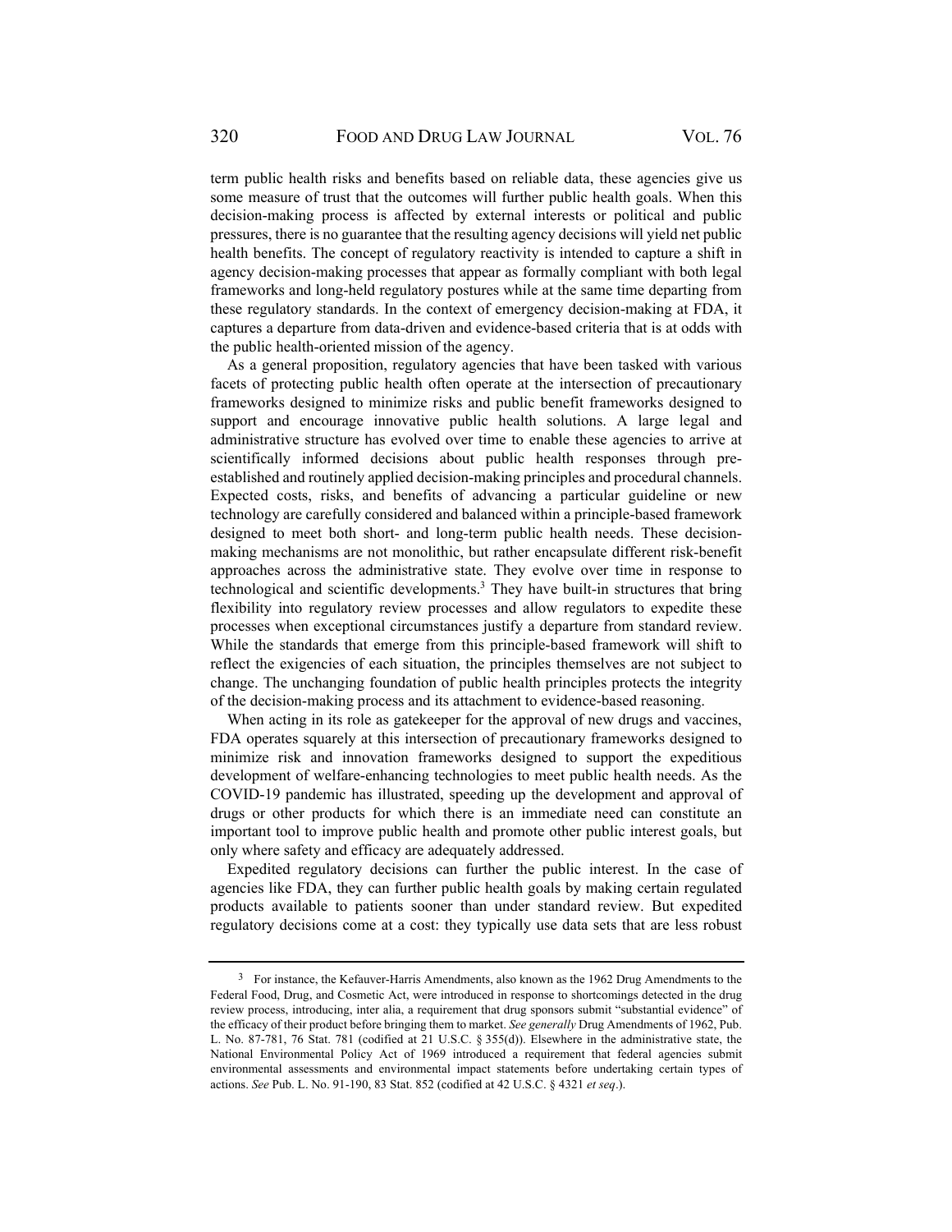term public health risks and benefits based on reliable data, these agencies give us some measure of trust that the outcomes will further public health goals. When this decision-making process is affected by external interests or political and public pressures, there is no guarantee that the resulting agency decisions will yield net public health benefits. The concept of regulatory reactivity is intended to capture a shift in agency decision-making processes that appear as formally compliant with both legal frameworks and long-held regulatory postures while at the same time departing from these regulatory standards. In the context of emergency decision-making at FDA, it captures a departure from data-driven and evidence-based criteria that is at odds with the public health-oriented mission of the agency.

As a general proposition, regulatory agencies that have been tasked with various facets of protecting public health often operate at the intersection of precautionary frameworks designed to minimize risks and public benefit frameworks designed to support and encourage innovative public health solutions. A large legal and administrative structure has evolved over time to enable these agencies to arrive at scientifically informed decisions about public health responses through pre-established and routinely applied decision-making principles and procedural channels. Expected costs, risks, and benefits of advancing a particular guideline or new technology are carefully considered and balanced within a principle-based framework designed to meet both short- and long-term public health needs. These decision-making mechanisms are not monolithic, but rather encapsulate different risk-benefit approaches across the administrative state. They evolve over time in response to technological and scientific developments.[3] They have built-in structures that bring flexibility into regulatory review processes and allow regulators to expedite these processes when exceptional circumstances justify a departure from standard review. While the standards that emerge from this principle-based framework will shift to reflect the exigencies of each situation, the principles themselves are not subject to change. The unchanging foundation of public health principles protects the integrity of the decision-making process and its attachment to evidence-based reasoning.

When acting in its role as gatekeeper for the approval of new drugs and vaccines, FDA operates squarely at this intersection of precautionary frameworks designed to minimize risk and innovation frameworks designed to support the expeditious development of welfare-enhancing technologies to meet public health needs. As the COVID-19 pandemic has illustrated, speeding up the development and approval of drugs or other products for which there is an immediate need can constitute an important tool to improve public health and promote other public interest goals, but only where safety and efficacy are adequately addressed.

Expedited regulatory decisions can further the public interest. In the case of agencies like FDA, they can further public health goals by making certain regulated products available to patients sooner than under standard review. But expedited regulatory decisions come at a cost: they typically use data sets that are less robust

---

[3] For instance, the Kefauver-Harris Amendments, also known as the 1962 Drug Amendments to the Federal Food, Drug, and Cosmetic Act, were introduced in response to shortcomings detected in the drug review process, introducing, inter alia, a requirement that drug sponsors submit "substantial evidence" of the efficacy of their product before bringing them to market. *See generally* Drug Amendments of 1962, Pub. L. No. 87-781, 76 Stat. 781 (codified at 21 U.S.C. § 355(d)). Elsewhere in the administrative state, the National Environmental Policy Act of 1969 introduced a requirement that federal agencies submit environmental assessments and environmental impact statements before undertaking certain types of actions. *See* Pub. L. No. 91-190, 83 Stat. 852 (codified at 42 U.S.C. § 4321 *et seq*.).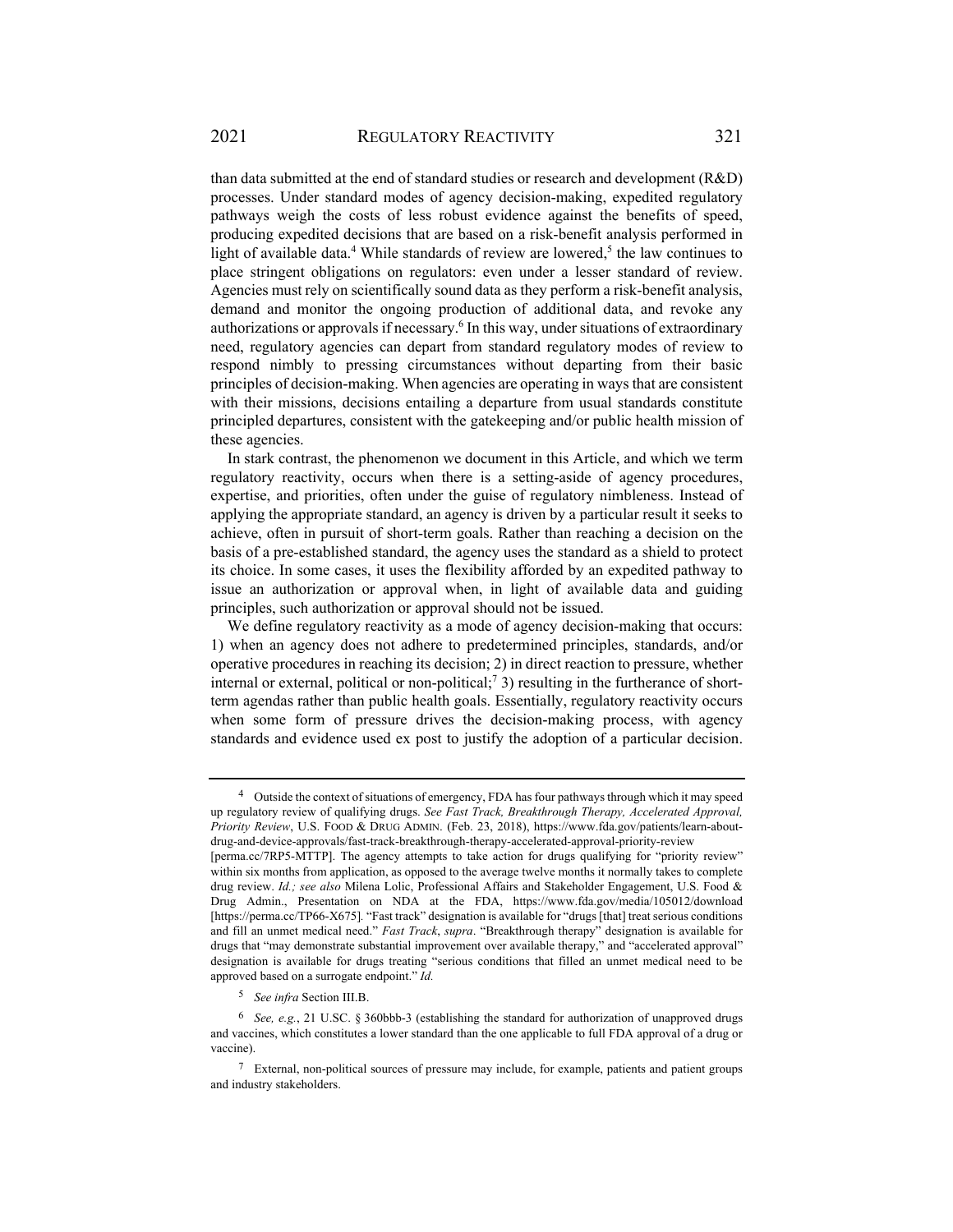than data submitted at the end of standard studies or research and development (R&D) processes. Under standard modes of agency decision-making, expedited regulatory pathways weigh the costs of less robust evidence against the benefits of speed, producing expedited decisions that are based on a risk-benefit analysis performed in light of available data.[4] While standards of review are lowered,[5] the law continues to place stringent obligations on regulators: even under a lesser standard of review. Agencies must rely on scientifically sound data as they perform a risk-benefit analysis, demand and monitor the ongoing production of additional data, and revoke any authorizations or approvals if necessary.[6] In this way, under situations of extraordinary need, regulatory agencies can depart from standard regulatory modes of review to respond nimbly to pressing circumstances without departing from their basic principles of decision-making. When agencies are operating in ways that are consistent with their missions, decisions entailing a departure from usual standards constitute principled departures, consistent with the gatekeeping and/or public health mission of these agencies.

In stark contrast, the phenomenon we document in this Article, and which we term regulatory reactivity, occurs when there is a setting-aside of agency procedures, expertise, and priorities, often under the guise of regulatory nimbleness. Instead of applying the appropriate standard, an agency is driven by a particular result it seeks to achieve, often in pursuit of short-term goals. Rather than reaching a decision on the basis of a pre-established standard, the agency uses the standard as a shield to protect its choice. In some cases, it uses the flexibility afforded by an expedited pathway to issue an authorization or approval when, in light of available data and guiding principles, such authorization or approval should not be issued.

We define regulatory reactivity as a mode of agency decision-making that occurs: 1) when an agency does not adhere to predetermined principles, standards, and/or operative procedures in reaching its decision; 2) in direct reaction to pressure, whether internal or external, political or non-political;[7] 3) resulting in the furtherance of short-term agendas rather than public health goals. Essentially, regulatory reactivity occurs when some form of pressure drives the decision-making process, with agency standards and evidence used ex post to justify the adoption of a particular decision.

---

[4] Outside the context of situations of emergency, FDA has four pathways through which it may speed up regulatory review of qualifying drugs. *See Fast Track, Breakthrough Therapy, Accelerated Approval, Priority Review*, U.S. FOOD & DRUG ADMIN. (Feb. 23, 2018), https://www.fda.gov/patients/learn-about-drug-and-device-approvals/fast-track-breakthrough-therapy-accelerated-approval-priority-review [perma.cc/7RP5-MTTP]. The agency attempts to take action for drugs qualifying for "priority review" within six months from application, as opposed to the average twelve months it normally takes to complete drug review. *Id.; see also* Milena Lolic, Professional Affairs and Stakeholder Engagement, U.S. Food & Drug Admin., Presentation on NDA at the FDA, https://www.fda.gov/media/105012/download [https://perma.cc/TP66-X675]. "Fast track" designation is available for "drugs [that] treat serious conditions and fill an unmet medical need." *Fast Track*, *supra*. "Breakthrough therapy" designation is available for drugs that "may demonstrate substantial improvement over available therapy," and "accelerated approval" designation is available for drugs treating "serious conditions that filled an unmet medical need to be approved based on a surrogate endpoint." *Id.*

[5] *See infra* Section III.B.

[6] *See, e.g.*, 21 U.SC. § 360bbb-3 (establishing the standard for authorization of unapproved drugs and vaccines, which constitutes a lower standard than the one applicable to full FDA approval of a drug or vaccine).

[7] External, non-political sources of pressure may include, for example, patients and patient groups and industry stakeholders.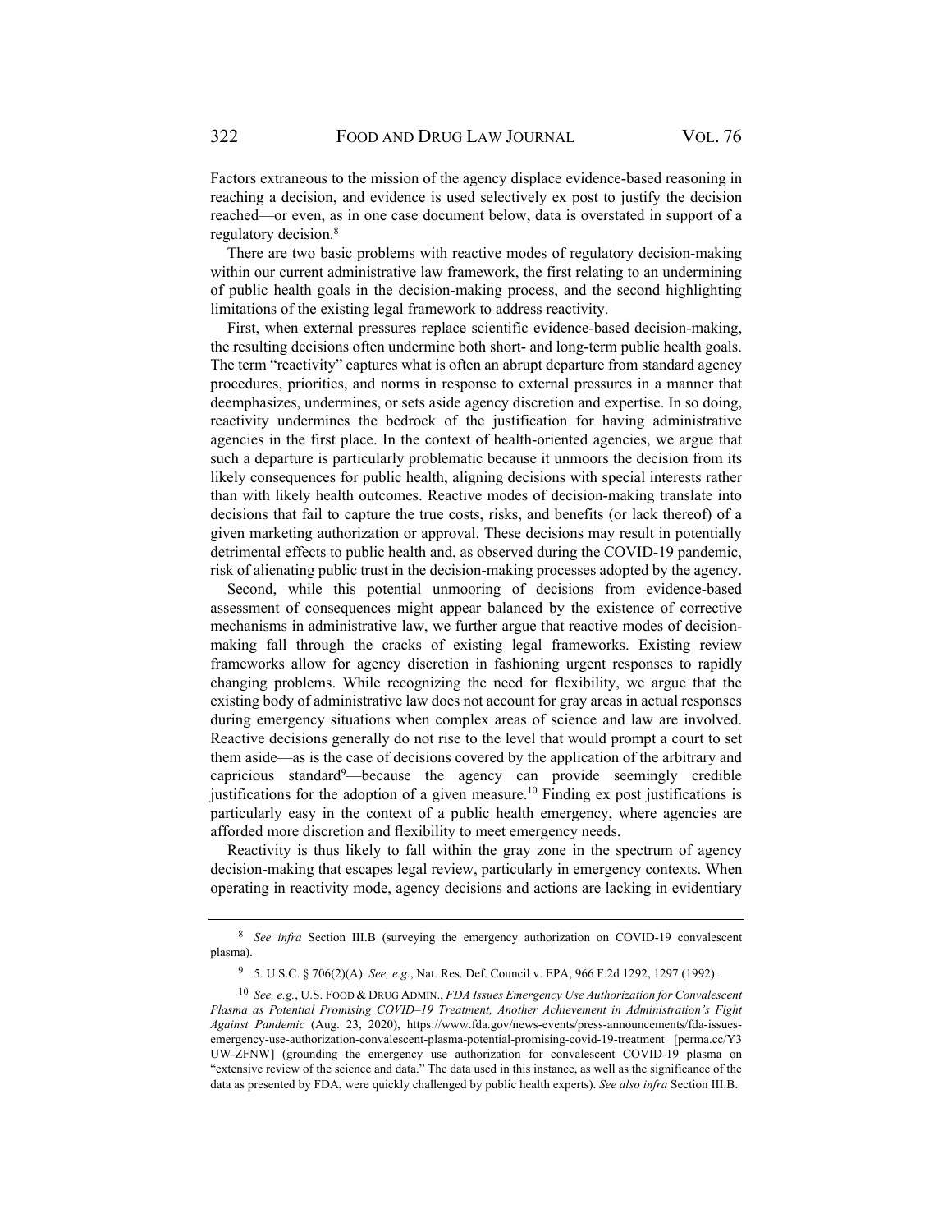Factors extraneous to the mission of the agency displace evidence-based reasoning in reaching a decision, and evidence is used selectively ex post to justify the decision reached—or even, as in one case document below, data is overstated in support of a regulatory decision.[8]

There are two basic problems with reactive modes of regulatory decision-making within our current administrative law framework, the first relating to an undermining of public health goals in the decision-making process, and the second highlighting limitations of the existing legal framework to address reactivity.

First, when external pressures replace scientific evidence-based decision-making, the resulting decisions often undermine both short- and long-term public health goals. The term "reactivity" captures what is often an abrupt departure from standard agency procedures, priorities, and norms in response to external pressures in a manner that deemphasizes, undermines, or sets aside agency discretion and expertise. In so doing, reactivity undermines the bedrock of the justification for having administrative agencies in the first place. In the context of health-oriented agencies, we argue that such a departure is particularly problematic because it unmoors the decision from its likely consequences for public health, aligning decisions with special interests rather than with likely health outcomes. Reactive modes of decision-making translate into decisions that fail to capture the true costs, risks, and benefits (or lack thereof) of a given marketing authorization or approval. These decisions may result in potentially detrimental effects to public health and, as observed during the COVID-19 pandemic, risk of alienating public trust in the decision-making processes adopted by the agency.

Second, while this potential unmooring of decisions from evidence-based assessment of consequences might appear balanced by the existence of corrective mechanisms in administrative law, we further argue that reactive modes of decision-making fall through the cracks of existing legal frameworks. Existing review frameworks allow for agency discretion in fashioning urgent responses to rapidly changing problems. While recognizing the need for flexibility, we argue that the existing body of administrative law does not account for gray areas in actual responses during emergency situations when complex areas of science and law are involved. Reactive decisions generally do not rise to the level that would prompt a court to set them aside—as is the case of decisions covered by the application of the arbitrary and capricious standard[9]—because the agency can provide seemingly credible justifications for the adoption of a given measure.[10] Finding ex post justifications is particularly easy in the context of a public health emergency, where agencies are afforded more discretion and flexibility to meet emergency needs.

Reactivity is thus likely to fall within the gray zone in the spectrum of agency decision-making that escapes legal review, particularly in emergency contexts. When operating in reactivity mode, agency decisions and actions are lacking in evidentiary

---

[8] *See infra* Section III.B (surveying the emergency authorization on COVID-19 convalescent plasma).

[9] 5. U.S.C. § 706(2)(A). *See, e.g.*, Nat. Res. Def. Council v. EPA, 966 F.2d 1292, 1297 (1992).

[10] *See, e.g.*, U.S. FOOD & DRUG ADMIN., *FDA Issues Emergency Use Authorization for Convalescent Plasma as Potential Promising COVID–19 Treatment, Another Achievement in Administration's Fight Against Pandemic* (Aug. 23, 2020), https://www.fda.gov/news-events/press-announcements/fda-issues-emergency-use-authorization-convalescent-plasma-potential-promising-covid-19-treatment [perma.cc/Y3UW-ZFNW] (grounding the emergency use authorization for convalescent COVID-19 plasma on "extensive review of the science and data." The data used in this instance, as well as the significance of the data as presented by FDA, were quickly challenged by public health experts). *See also infra* Section III.B.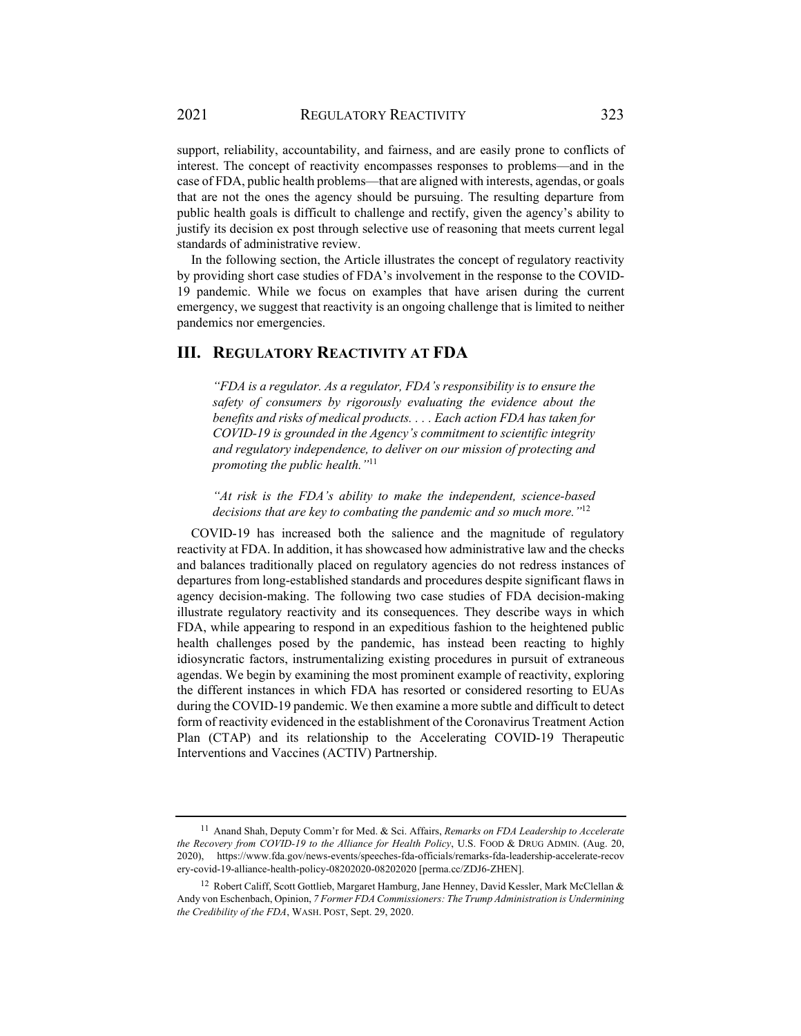support, reliability, accountability, and fairness, and are easily prone to conflicts of interest. The concept of reactivity encompasses responses to problems—and in the case of FDA, public health problems—that are aligned with interests, agendas, or goals that are not the ones the agency should be pursuing. The resulting departure from public health goals is difficult to challenge and rectify, given the agency's ability to justify its decision ex post through selective use of reasoning that meets current legal standards of administrative review.

In the following section, the Article illustrates the concept of regulatory reactivity by providing short case studies of FDA's involvement in the response to the COVID-19 pandemic. While we focus on examples that have arisen during the current emergency, we suggest that reactivity is an ongoing challenge that is limited to neither pandemics nor emergencies.

## III. REGULATORY REACTIVITY AT FDA

> *"FDA is a regulator. As a regulator, FDA's responsibility is to ensure the safety of consumers by rigorously evaluating the evidence about the benefits and risks of medical products. . . . Each action FDA has taken for COVID-19 is grounded in the Agency's commitment to scientific integrity and regulatory independence, to deliver on our mission of protecting and promoting the public health."*[11]

> *"At risk is the FDA's ability to make the independent, science-based decisions that are key to combating the pandemic and so much more."*[12]

COVID-19 has increased both the salience and the magnitude of regulatory reactivity at FDA. In addition, it has showcased how administrative law and the checks and balances traditionally placed on regulatory agencies do not redress instances of departures from long-established standards and procedures despite significant flaws in agency decision-making. The following two case studies of FDA decision-making illustrate regulatory reactivity and its consequences. They describe ways in which FDA, while appearing to respond in an expeditious fashion to the heightened public health challenges posed by the pandemic, has instead been reacting to highly idiosyncratic factors, instrumentalizing existing procedures in pursuit of extraneous agendas. We begin by examining the most prominent example of reactivity, exploring the different instances in which FDA has resorted or considered resorting to EUAs during the COVID-19 pandemic. We then examine a more subtle and difficult to detect form of reactivity evidenced in the establishment of the Coronavirus Treatment Action Plan (CTAP) and its relationship to the Accelerating COVID-19 Therapeutic Interventions and Vaccines (ACTIV) Partnership.

---

[11] Anand Shah, Deputy Comm'r for Med. & Sci. Affairs, *Remarks on FDA Leadership to Accelerate the Recovery from COVID-19 to the Alliance for Health Policy*, U.S. FOOD & DRUG ADMIN. (Aug. 20, 2020), https://www.fda.gov/news-events/speeches-fda-officials/remarks-fda-leadership-accelerate-recovery-covid-19-alliance-health-policy-08202020-08202020 [perma.cc/ZDJ6-ZHEN].

[12] Robert Califf, Scott Gottlieb, Margaret Hamburg, Jane Henney, David Kessler, Mark McClellan & Andy von Eschenbach, Opinion, *7 Former FDA Commissioners: The Trump Administration is Undermining the Credibility of the FDA*, WASH. POST, Sept. 29, 2020.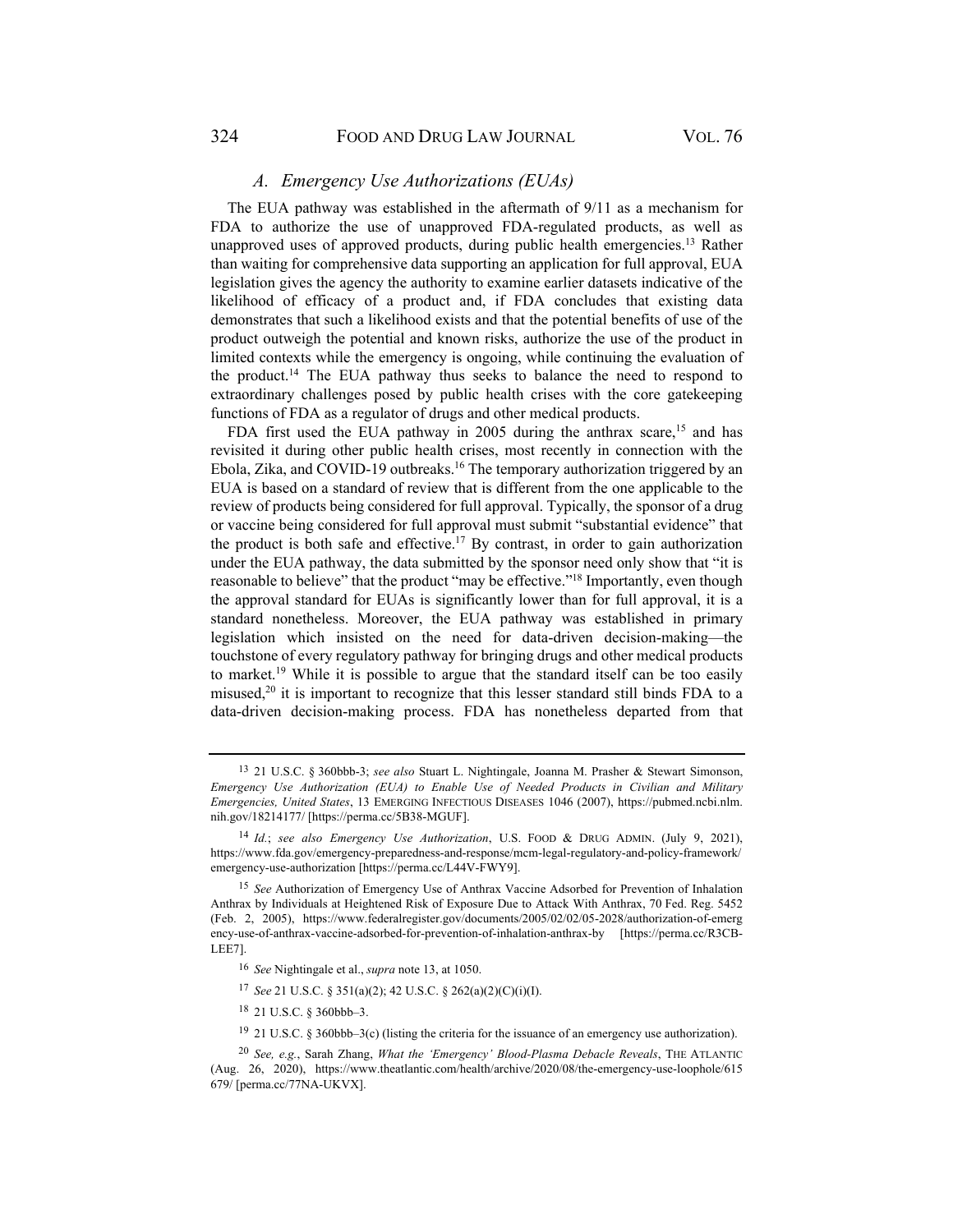### *A. Emergency Use Authorizations (EUAs)*

The EUA pathway was established in the aftermath of 9/11 as a mechanism for FDA to authorize the use of unapproved FDA-regulated products, as well as unapproved uses of approved products, during public health emergencies.[13] Rather than waiting for comprehensive data supporting an application for full approval, EUA legislation gives the agency the authority to examine earlier datasets indicative of the likelihood of efficacy of a product and, if FDA concludes that existing data demonstrates that such a likelihood exists and that the potential benefits of use of the product outweigh the potential and known risks, authorize the use of the product in limited contexts while the emergency is ongoing, while continuing the evaluation of the product.[14] The EUA pathway thus seeks to balance the need to respond to extraordinary challenges posed by public health crises with the core gatekeeping functions of FDA as a regulator of drugs and other medical products.

FDA first used the EUA pathway in 2005 during the anthrax scare,[15] and has revisited it during other public health crises, most recently in connection with the Ebola, Zika, and COVID-19 outbreaks.[16] The temporary authorization triggered by an EUA is based on a standard of review that is different from the one applicable to the review of products being considered for full approval. Typically, the sponsor of a drug or vaccine being considered for full approval must submit "substantial evidence" that the product is both safe and effective.[17] By contrast, in order to gain authorization under the EUA pathway, the data submitted by the sponsor need only show that "it is reasonable to believe" that the product "may be effective."[18] Importantly, even though the approval standard for EUAs is significantly lower than for full approval, it is a standard nonetheless. Moreover, the EUA pathway was established in primary legislation which insisted on the need for data-driven decision-making—the touchstone of every regulatory pathway for bringing drugs and other medical products to market.[19] While it is possible to argue that the standard itself can be too easily misused,[20] it is important to recognize that this lesser standard still binds FDA to a data-driven decision-making process. FDA has nonetheless departed from that

---

[13] 21 U.S.C. § 360bbb-3; *see also* Stuart L. Nightingale, Joanna M. Prasher & Stewart Simonson, *Emergency Use Authorization (EUA) to Enable Use of Needed Products in Civilian and Military Emergencies, United States*, 13 EMERGING INFECTIOUS DISEASES 1046 (2007), https://pubmed.ncbi.nlm.nih.gov/18214177/ [https://perma.cc/5B38-MGUF].

[14] *Id.*; *see also Emergency Use Authorization*, U.S. FOOD & DRUG ADMIN. (July 9, 2021), https://www.fda.gov/emergency-preparedness-and-response/mcm-legal-regulatory-and-policy-framework/emergency-use-authorization [https://perma.cc/L44V-FWY9].

[15] *See* Authorization of Emergency Use of Anthrax Vaccine Adsorbed for Prevention of Inhalation Anthrax by Individuals at Heightened Risk of Exposure Due to Attack With Anthrax, 70 Fed. Reg. 5452 (Feb. 2, 2005), https://www.federalregister.gov/documents/2005/02/02/05-2028/authorization-of-emergency-use-of-anthrax-vaccine-adsorbed-for-prevention-of-inhalation-anthrax-by [https://perma.cc/R3CB-LEE7].

[16] *See* Nightingale et al., *supra* note 13, at 1050.

[17] *See* 21 U.S.C. § 351(a)(2); 42 U.S.C. § 262(a)(2)(C)(i)(I).

[18] 21 U.S.C. § 360bbb–3.

[19] 21 U.S.C. § 360bbb–3(c) (listing the criteria for the issuance of an emergency use authorization).

[20] *See, e.g.*, Sarah Zhang, *What the 'Emergency' Blood-Plasma Debacle Reveals*, THE ATLANTIC (Aug. 26, 2020), https://www.theatlantic.com/health/archive/2020/08/the-emergency-use-loophole/615679/ [perma.cc/77NA-UKVX].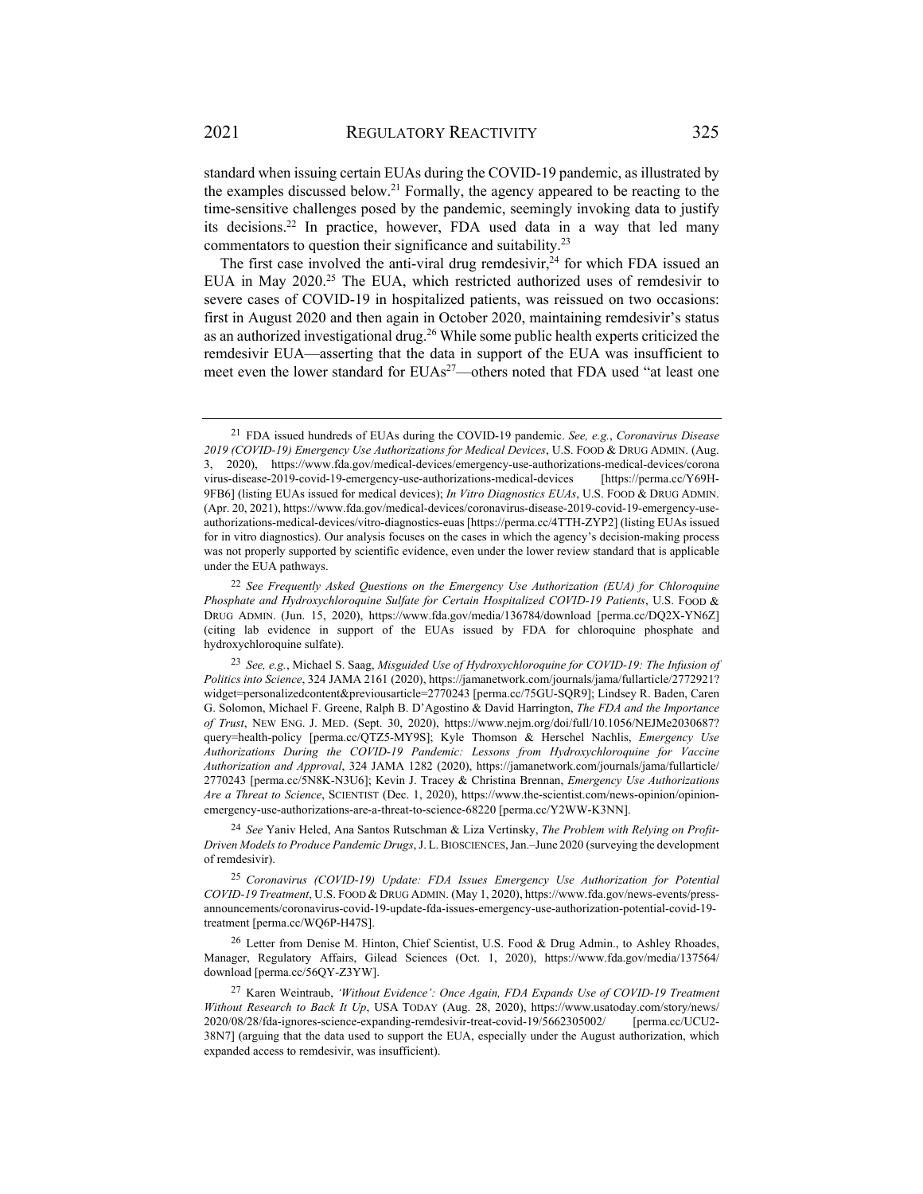standard when issuing certain EUAs during the COVID-19 pandemic, as illustrated by the examples discussed below.[21] Formally, the agency appeared to be reacting to the time-sensitive challenges posed by the pandemic, seemingly invoking data to justify its decisions.[22] In practice, however, FDA used data in a way that led many commentators to question their significance and suitability.[23]

The first case involved the anti-viral drug remdesivir,[24] for which FDA issued an EUA in May 2020.[25] The EUA, which restricted authorized uses of remdesivir to severe cases of COVID-19 in hospitalized patients, was reissued on two occasions: first in August 2020 and then again in October 2020, maintaining remdesivir's status as an authorized investigational drug.[26] While some public health experts criticized the remdesivir EUA—asserting that the data in support of the EUA was insufficient to meet even the lower standard for EUAs[27]—others noted that FDA used "at least one

---

[21] FDA issued hundreds of EUAs during the COVID-19 pandemic. *See, e.g.*, *Coronavirus Disease 2019 (COVID-19) Emergency Use Authorizations for Medical Devices*, U.S. FOOD & DRUG ADMIN. (Aug. 3, 2020), https://www.fda.gov/medical-devices/emergency-use-authorizations-medical-devices/coronavirus-disease-2019-covid-19-emergency-use-authorizations-medical-devices [https://perma.cc/Y69H-9FB6] (listing EUAs issued for medical devices); *In Vitro Diagnostics EUAs*, U.S. FOOD & DRUG ADMIN. (Apr. 20, 2021), https://www.fda.gov/medical-devices/coronavirus-disease-2019-covid-19-emergency-use-authorizations-medical-devices/vitro-diagnostics-euas [https://perma.cc/4TTH-ZYP2] (listing EUAs issued for in vitro diagnostics). Our analysis focuses on the cases in which the agency's decision-making process was not properly supported by scientific evidence, even under the lower review standard that is applicable under the EUA pathways.

[22] *See Frequently Asked Questions on the Emergency Use Authorization (EUA) for Chloroquine Phosphate and Hydroxychloroquine Sulfate for Certain Hospitalized COVID-19 Patients*, U.S. FOOD & DRUG ADMIN. (Jun. 15, 2020), https://www.fda.gov/media/136784/download [perma.cc/DQ2X-YN6Z] (citing lab evidence in support of the EUAs issued by FDA for chloroquine phosphate and hydroxychloroquine sulfate).

[23] *See, e.g.*, Michael S. Saag, *Misguided Use of Hydroxychloroquine for COVID-19: The Infusion of Politics into Science*, 324 JAMA 2161 (2020), https://jamanetwork.com/journals/jama/fullarticle/2772921?widget=personalizedcontent&previousarticle=2770243 [perma.cc/75GU-SQR9]; Lindsey R. Baden, Caren G. Solomon, Michael F. Greene, Ralph B. D'Agostino & David Harrington, *The FDA and the Importance of Trust*, NEW ENG. J. MED. (Sept. 30, 2020), https://www.nejm.org/doi/full/10.1056/NEJMe2030687?query=health-policy [perma.cc/QTZ5-MY9S]; Kyle Thomson & Herschel Nachlis, *Emergency Use Authorizations During the COVID-19 Pandemic: Lessons from Hydroxychloroquine for Vaccine Authorization and Approval*, 324 JAMA 1282 (2020), https://jamanetwork.com/journals/jama/fullarticle/2770243 [perma.cc/5N8K-N3U6]; Kevin J. Tracey & Christina Brennan, *Emergency Use Authorizations Are a Threat to Science*, SCIENTIST (Dec. 1, 2020), https://www.the-scientist.com/news-opinion/opinion-emergency-use-authorizations-are-a-threat-to-science-68220 [perma.cc/Y2WW-K3NN].

[24] *See* Yaniv Heled, Ana Santos Rutschman & Liza Vertinsky, *The Problem with Relying on Profit-Driven Models to Produce Pandemic Drugs*, J. L. BIOSCIENCES, Jan.–June 2020 (surveying the development of remdesivir).

[25] *Coronavirus (COVID-19) Update: FDA Issues Emergency Use Authorization for Potential COVID-19 Treatment*, U.S. FOOD & DRUG ADMIN. (May 1, 2020), https://www.fda.gov/news-events/press-announcements/coronavirus-covid-19-update-fda-issues-emergency-use-authorization-potential-covid-19-treatment [perma.cc/WQ6P-H47S].

[26] Letter from Denise M. Hinton, Chief Scientist, U.S. Food & Drug Admin., to Ashley Rhoades, Manager, Regulatory Affairs, Gilead Sciences (Oct. 1, 2020), https://www.fda.gov/media/137564/download [perma.cc/56QY-Z3YW].

[27] Karen Weintraub, *'Without Evidence': Once Again, FDA Expands Use of COVID-19 Treatment Without Research to Back It Up*, USA TODAY (Aug. 28, 2020), https://www.usatoday.com/story/news/2020/08/28/fda-ignores-science-expanding-remdesivir-treat-covid-19/5662305002/ [perma.cc/UCU2-38N7] (arguing that the data used to support the EUA, especially under the August authorization, which expanded access to remdesivir, was insufficient).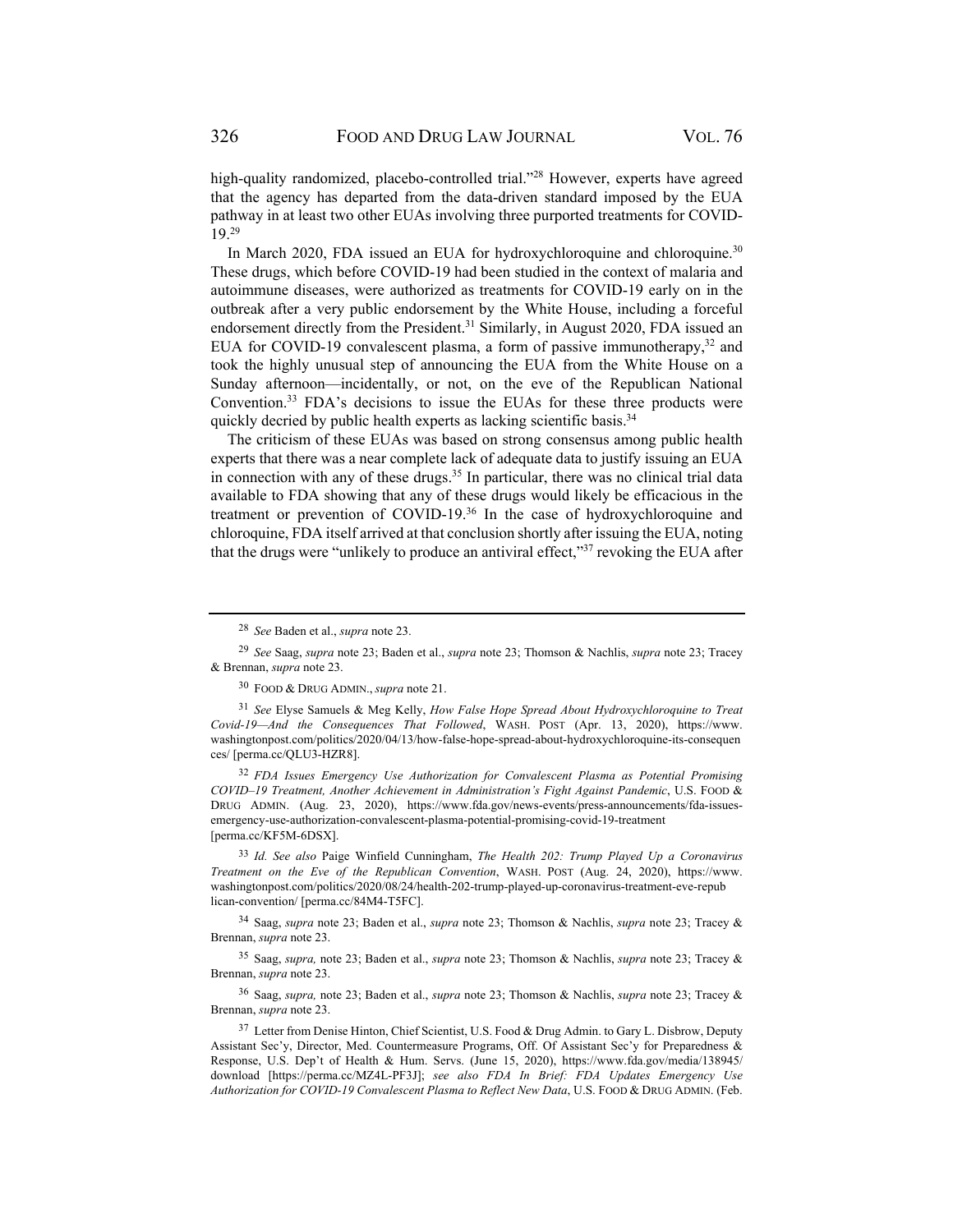high-quality randomized, placebo-controlled trial."[28] However, experts have agreed that the agency has departed from the data-driven standard imposed by the EUA pathway in at least two other EUAs involving three purported treatments for COVID-19.[29]

In March 2020, FDA issued an EUA for hydroxychloroquine and chloroquine.[30] These drugs, which before COVID-19 had been studied in the context of malaria and autoimmune diseases, were authorized as treatments for COVID-19 early on in the outbreak after a very public endorsement by the White House, including a forceful endorsement directly from the President.[31] Similarly, in August 2020, FDA issued an EUA for COVID-19 convalescent plasma, a form of passive immunotherapy,[32] and took the highly unusual step of announcing the EUA from the White House on a Sunday afternoon—incidentally, or not, on the eve of the Republican National Convention.[33] FDA's decisions to issue the EUAs for these three products were quickly decried by public health experts as lacking scientific basis.[34]

The criticism of these EUAs was based on strong consensus among public health experts that there was a near complete lack of adequate data to justify issuing an EUA in connection with any of these drugs.[35] In particular, there was no clinical trial data available to FDA showing that any of these drugs would likely be efficacious in the treatment or prevention of COVID-19.[36] In the case of hydroxychloroquine and chloroquine, FDA itself arrived at that conclusion shortly after issuing the EUA, noting that the drugs were "unlikely to produce an antiviral effect,"[37] revoking the EUA after

---

[28] *See* Baden et al., *supra* note 23.

[29] *See* Saag, *supra* note 23; Baden et al., *supra* note 23; Thomson & Nachlis, *supra* note 23; Tracey & Brennan, *supra* note 23.

[30] FOOD & DRUG ADMIN., *supra* note 21.

[31] *See* Elyse Samuels & Meg Kelly, *How False Hope Spread About Hydroxychloroquine to Treat Covid-19—And the Consequences That Followed*, WASH. POST (Apr. 13, 2020), https://www.washingtonpost.com/politics/2020/04/13/how-false-hope-spread-about-hydroxychloroquine-its-consequences/ [perma.cc/QLU3-HZR8].

[32] *FDA Issues Emergency Use Authorization for Convalescent Plasma as Potential Promising COVID–19 Treatment, Another Achievement in Administration's Fight Against Pandemic*, U.S. FOOD & DRUG ADMIN. (Aug. 23, 2020), https://www.fda.gov/news-events/press-announcements/fda-issues-emergency-use-authorization-convalescent-plasma-potential-promising-covid-19-treatment [perma.cc/KF5M-6DSX].

[33] *Id. See also* Paige Winfield Cunningham, *The Health 202: Trump Played Up a Coronavirus Treatment on the Eve of the Republican Convention*, WASH. POST (Aug. 24, 2020), https://www.washingtonpost.com/politics/2020/08/24/health-202-trump-played-up-coronavirus-treatment-eve-republican-convention/ [perma.cc/84M4-T5FC].

[34] Saag, *supra* note 23; Baden et al., *supra* note 23; Thomson & Nachlis, *supra* note 23; Tracey & Brennan, *supra* note 23.

[35] Saag, *supra,* note 23; Baden et al., *supra* note 23; Thomson & Nachlis, *supra* note 23; Tracey & Brennan, *supra* note 23.

[36] Saag, *supra,* note 23; Baden et al., *supra* note 23; Thomson & Nachlis, *supra* note 23; Tracey & Brennan, *supra* note 23.

[37] Letter from Denise Hinton, Chief Scientist, U.S. Food & Drug Admin. to Gary L. Disbrow, Deputy Assistant Sec'y, Director, Med. Countermeasure Programs, Off. Of Assistant Sec'y for Preparedness & Response, U.S. Dep't of Health & Hum. Servs. (June 15, 2020), https://www.fda.gov/media/138945/download [https://perma.cc/MZ4L-PF3J]; *see also FDA In Brief: FDA Updates Emergency Use Authorization for COVID-19 Convalescent Plasma to Reflect New Data*, U.S. FOOD & DRUG ADMIN. (Feb.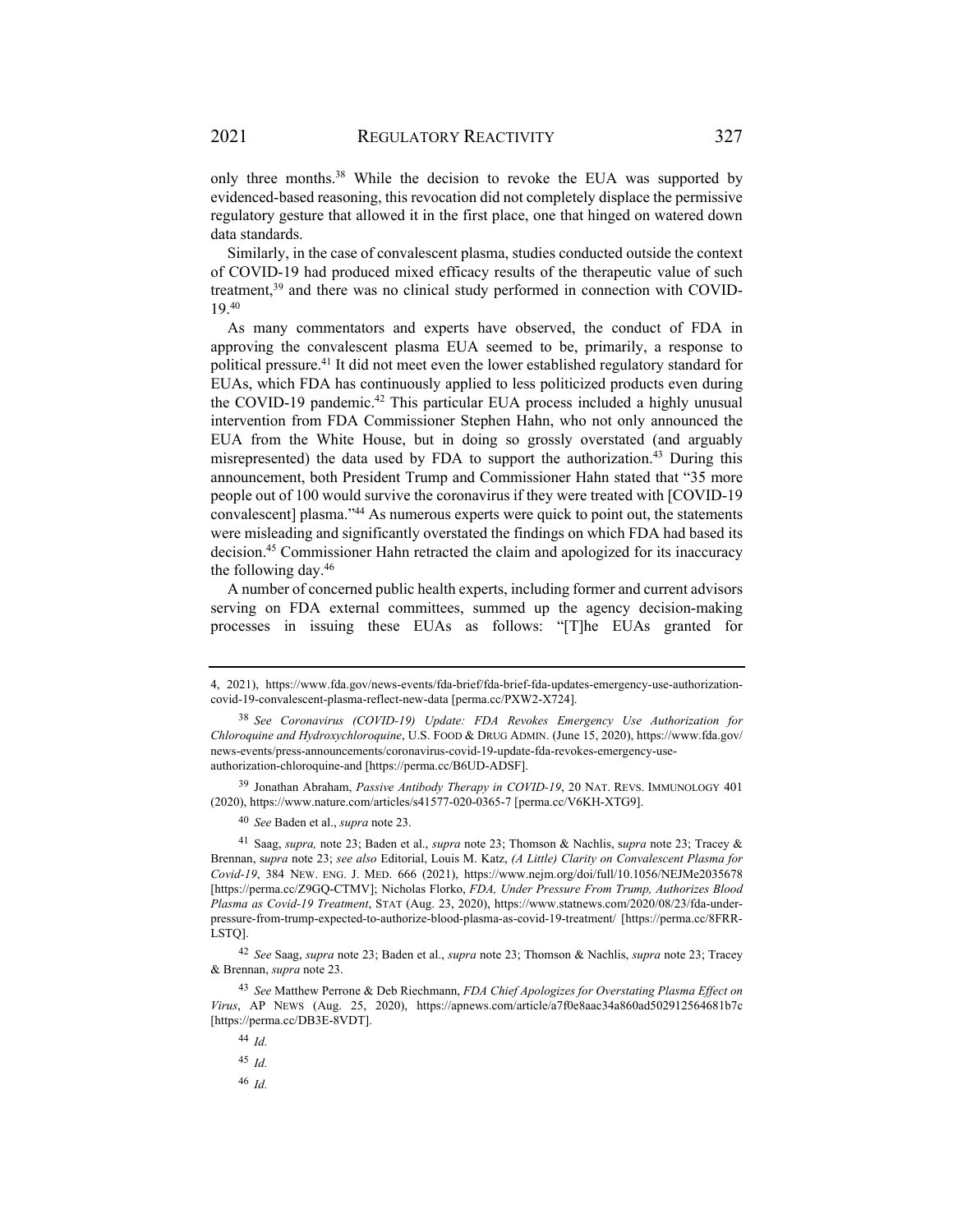only three months.[38] While the decision to revoke the EUA was supported by evidenced-based reasoning, this revocation did not completely displace the permissive regulatory gesture that allowed it in the first place, one that hinged on watered down data standards.

Similarly, in the case of convalescent plasma, studies conducted outside the context of COVID-19 had produced mixed efficacy results of the therapeutic value of such treatment,[39] and there was no clinical study performed in connection with COVID-19.[40]

As many commentators and experts have observed, the conduct of FDA in approving the convalescent plasma EUA seemed to be, primarily, a response to political pressure.[41] It did not meet even the lower established regulatory standard for EUAs, which FDA has continuously applied to less politicized products even during the COVID-19 pandemic.[42] This particular EUA process included a highly unusual intervention from FDA Commissioner Stephen Hahn, who not only announced the EUA from the White House, but in doing so grossly overstated (and arguably misrepresented) the data used by FDA to support the authorization.[43] During this announcement, both President Trump and Commissioner Hahn stated that "35 more people out of 100 would survive the coronavirus if they were treated with [COVID-19 convalescent] plasma."[44] As numerous experts were quick to point out, the statements were misleading and significantly overstated the findings on which FDA had based its decision.[45] Commissioner Hahn retracted the claim and apologized for its inaccuracy the following day.[46]

A number of concerned public health experts, including former and current advisors serving on FDA external committees, summed up the agency decision-making processes in issuing these EUAs as follows: "[T]he EUAs granted for

---

4, 2021), https://www.fda.gov/news-events/fda-brief/fda-brief-fda-updates-emergency-use-authorization-covid-19-convalescent-plasma-reflect-new-data [perma.cc/PXW2-X724].

[38] *See Coronavirus (COVID-19) Update: FDA Revokes Emergency Use Authorization for Chloroquine and Hydroxychloroquine*, U.S. FOOD & DRUG ADMIN. (June 15, 2020), https://www.fda.gov/news-events/press-announcements/coronavirus-covid-19-update-fda-revokes-emergency-use-authorization-chloroquine-and [https://perma.cc/B6UD-ADSF].

[39] Jonathan Abraham, *Passive Antibody Therapy in COVID-19*, 20 NAT. REVS. IMMUNOLOGY 401 (2020), https://www.nature.com/articles/s41577-020-0365-7 [perma.cc/V6KH-XTG9].

[40] *See* Baden et al., *supra* note 23.

[41] Saag, *supra,* note 23; Baden et al., *supra* note 23; Thomson & Nachlis, *supra* note 23; Tracey & Brennan, *supra* note 23; *see also* Editorial, Louis M. Katz, *(A Little) Clarity on Convalescent Plasma for Covid-19*, 384 NEW. ENG. J. MED. 666 (2021), https://www.nejm.org/doi/full/10.1056/NEJMe2035678 [https://perma.cc/Z9GQ-CTMV]; Nicholas Florko, *FDA, Under Pressure From Trump, Authorizes Blood Plasma as Covid-19 Treatment*, STAT (Aug. 23, 2020), https://www.statnews.com/2020/08/23/fda-under-pressure-from-trump-expected-to-authorize-blood-plasma-as-covid-19-treatment/ [https://perma.cc/8FRR-LSTQ].

[42] *See* Saag, *supra* note 23; Baden et al., *supra* note 23; Thomson & Nachlis, *supra* note 23; Tracey & Brennan, *supra* note 23.

[43] *See* Matthew Perrone & Deb Riechmann, *FDA Chief Apologizes for Overstating Plasma Effect on Virus*, AP NEWS (Aug. 25, 2020), https://apnews.com/article/a7f0e8aac34a860ad502912564681b7c [https://perma.cc/DB3E-8VDT].

[44] *Id.*

[45] *Id.*

[46] *Id.*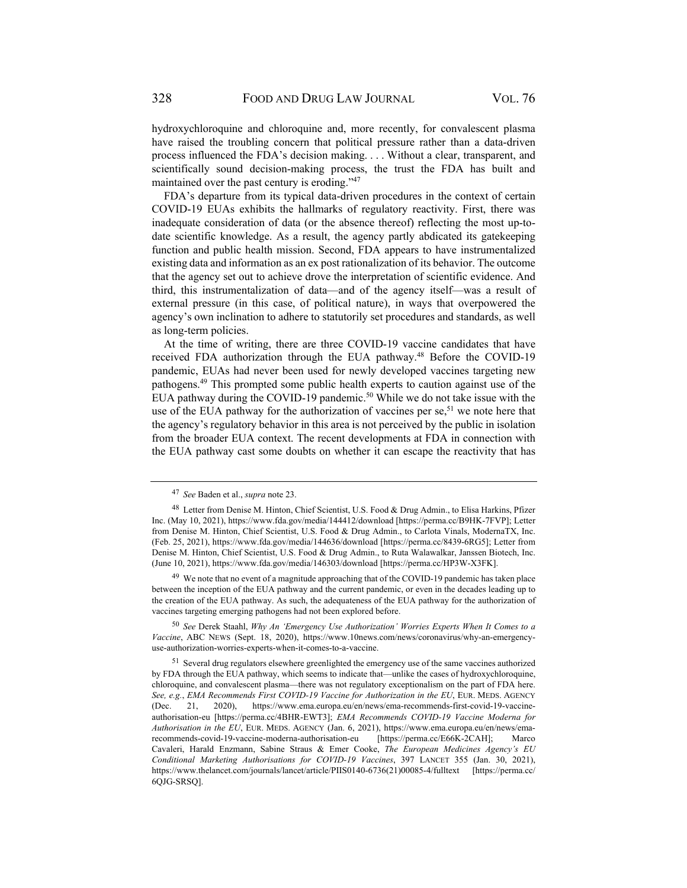hydroxychloroquine and chloroquine and, more recently, for convalescent plasma have raised the troubling concern that political pressure rather than a data-driven process influenced the FDA's decision making. . . . Without a clear, transparent, and scientifically sound decision-making process, the trust the FDA has built and maintained over the past century is eroding."[47]

FDA's departure from its typical data-driven procedures in the context of certain COVID-19 EUAs exhibits the hallmarks of regulatory reactivity. First, there was inadequate consideration of data (or the absence thereof) reflecting the most up-to-date scientific knowledge. As a result, the agency partly abdicated its gatekeeping function and public health mission. Second, FDA appears to have instrumentalized existing data and information as an ex post rationalization of its behavior. The outcome that the agency set out to achieve drove the interpretation of scientific evidence. And third, this instrumentalization of data—and of the agency itself—was a result of external pressure (in this case, of political nature), in ways that overpowered the agency's own inclination to adhere to statutorily set procedures and standards, as well as long-term policies.

At the time of writing, there are three COVID-19 vaccine candidates that have received FDA authorization through the EUA pathway.[48] Before the COVID-19 pandemic, EUAs had never been used for newly developed vaccines targeting new pathogens.[49] This prompted some public health experts to caution against use of the EUA pathway during the COVID-19 pandemic.[50] While we do not take issue with the use of the EUA pathway for the authorization of vaccines per se,[51] we note here that the agency's regulatory behavior in this area is not perceived by the public in isolation from the broader EUA context. The recent developments at FDA in connection with the EUA pathway cast some doubts on whether it can escape the reactivity that has

---

47 *See* Baden et al., *supra* note 23.

48 Letter from Denise M. Hinton, Chief Scientist, U.S. Food & Drug Admin., to Elisa Harkins, Pfizer Inc. (May 10, 2021), https://www.fda.gov/media/144412/download [https://perma.cc/B9HK-7FVP]; Letter from Denise M. Hinton, Chief Scientist, U.S. Food & Drug Admin., to Carlota Vinals, ModernaTX, Inc. (Feb. 25, 2021), https://www.fda.gov/media/144636/download [https://perma.cc/8439-6RG5]; Letter from Denise M. Hinton, Chief Scientist, U.S. Food & Drug Admin., to Ruta Walawalkar, Janssen Biotech, Inc. (June 10, 2021), https://www.fda.gov/media/146303/download [https://perma.cc/HP3W-X3FK].

49 We note that no event of a magnitude approaching that of the COVID-19 pandemic has taken place between the inception of the EUA pathway and the current pandemic, or even in the decades leading up to the creation of the EUA pathway. As such, the adequateness of the EUA pathway for the authorization of vaccines targeting emerging pathogens had not been explored before.

50 *See* Derek Staahl, *Why An 'Emergency Use Authorization' Worries Experts When It Comes to a Vaccine*, ABC NEWS (Sept. 18, 2020), https://www.10news.com/news/coronavirus/why-an-emergency-use-authorization-worries-experts-when-it-comes-to-a-vaccine.

51 Several drug regulators elsewhere greenlighted the emergency use of the same vaccines authorized by FDA through the EUA pathway, which seems to indicate that—unlike the cases of hydroxychloroquine, chloroquine, and convalescent plasma—there was not regulatory exceptionalism on the part of FDA here. *See, e.g.*, *EMA Recommends First COVID-19 Vaccine for Authorization in the EU*, EUR. MEDS. AGENCY (Dec. 21, 2020), https://www.ema.europa.eu/en/news/ema-recommends-first-covid-19-vaccine-authorisation-eu [https://perma.cc/4BHR-EWT3]; *EMA Recommends COVID-19 Vaccine Moderna for Authorisation in the EU*, EUR. MEDS. AGENCY (Jan. 6, 2021), https://www.ema.europa.eu/en/news/ema-recommends-covid-19-vaccine-moderna-authorisation-eu [https://perma.cc/E66K-2CAH]; Marco Cavaleri, Harald Enzmann, Sabine Straus & Emer Cooke, *The European Medicines Agency's EU Conditional Marketing Authorisations for COVID-19 Vaccines*, 397 LANCET 355 (Jan. 30, 2021), https://www.thelancet.com/journals/lancet/article/PIIS0140-6736(21)00085-4/fulltext [https://perma.cc/6QJG-SRSQ].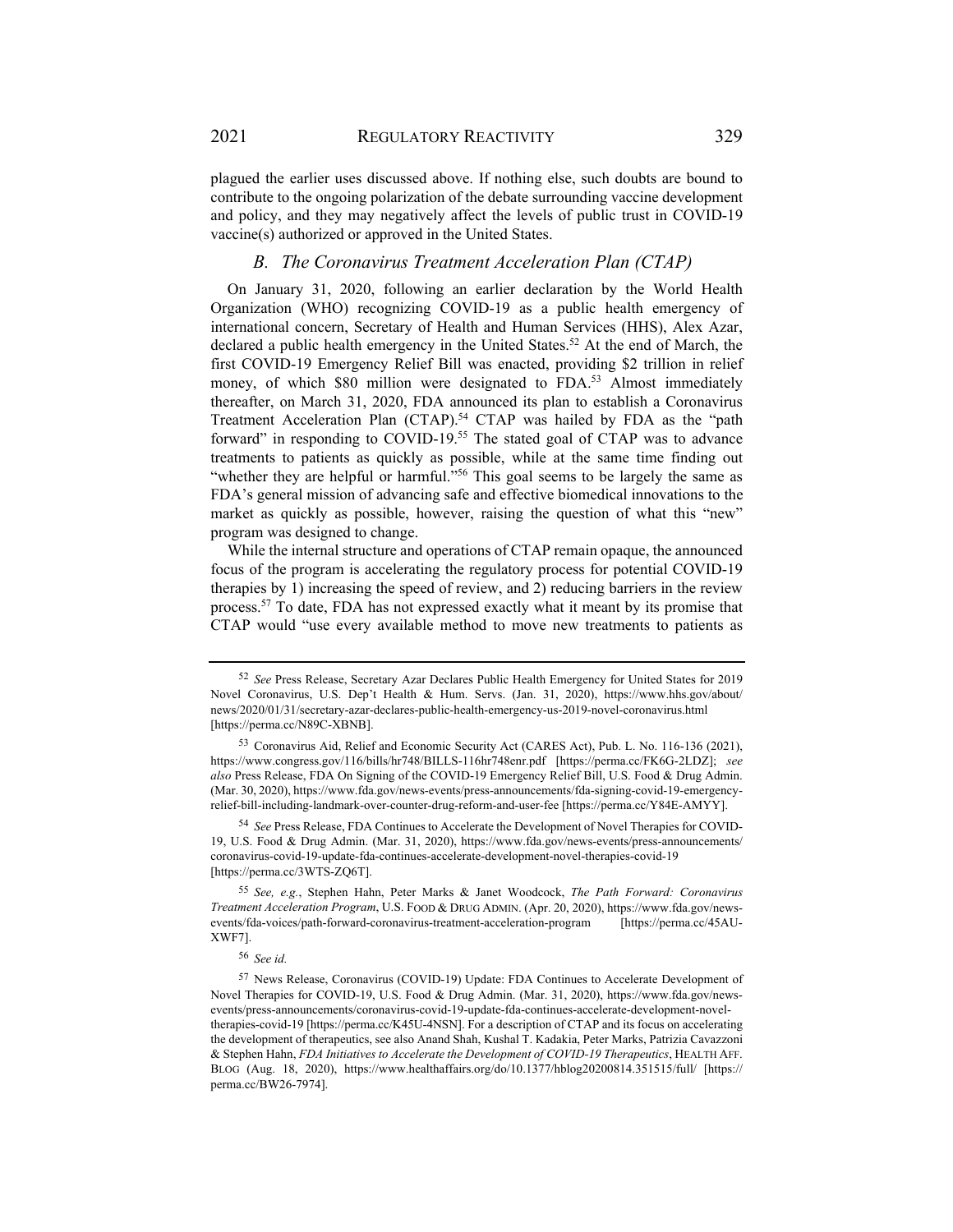plagued the earlier uses discussed above. If nothing else, such doubts are bound to contribute to the ongoing polarization of the debate surrounding vaccine development and policy, and they may negatively affect the levels of public trust in COVID-19 vaccine(s) authorized or approved in the United States.

### *B. The Coronavirus Treatment Acceleration Plan (CTAP)*

On January 31, 2020, following an earlier declaration by the World Health Organization (WHO) recognizing COVID-19 as a public health emergency of international concern, Secretary of Health and Human Services (HHS), Alex Azar, declared a public health emergency in the United States.[52] At the end of March, the first COVID-19 Emergency Relief Bill was enacted, providing $2 trillion in relief money, of which $80 million were designated to FDA.[53] Almost immediately thereafter, on March 31, 2020, FDA announced its plan to establish a Coronavirus Treatment Acceleration Plan (CTAP).[54] CTAP was hailed by FDA as the "path forward" in responding to COVID-19.[55] The stated goal of CTAP was to advance treatments to patients as quickly as possible, while at the same time finding out "whether they are helpful or harmful."[56] This goal seems to be largely the same as FDA's general mission of advancing safe and effective biomedical innovations to the market as quickly as possible, however, raising the question of what this "new" program was designed to change.

While the internal structure and operations of CTAP remain opaque, the announced focus of the program is accelerating the regulatory process for potential COVID-19 therapies by 1) increasing the speed of review, and 2) reducing barriers in the review process.[57] To date, FDA has not expressed exactly what it meant by its promise that CTAP would "use every available method to move new treatments to patients as

---

[52] *See* Press Release, Secretary Azar Declares Public Health Emergency for United States for 2019 Novel Coronavirus, U.S. Dep't Health & Hum. Servs. (Jan. 31, 2020), https://www.hhs.gov/about/news/2020/01/31/secretary-azar-declares-public-health-emergency-us-2019-novel-coronavirus.html [https://perma.cc/N89C-XBNB].

[53] Coronavirus Aid, Relief and Economic Security Act (CARES Act), Pub. L. No. 116-136 (2021), https://www.congress.gov/116/bills/hr748/BILLS-116hr748enr.pdf [https://perma.cc/FK6G-2LDZ]; *see also* Press Release, FDA On Signing of the COVID-19 Emergency Relief Bill, U.S. Food & Drug Admin. (Mar. 30, 2020), https://www.fda.gov/news-events/press-announcements/fda-signing-covid-19-emergency-relief-bill-including-landmark-over-counter-drug-reform-and-user-fee [https://perma.cc/Y84E-AMYY].

[54] *See* Press Release, FDA Continues to Accelerate the Development of Novel Therapies for COVID-19, U.S. Food & Drug Admin. (Mar. 31, 2020), https://www.fda.gov/news-events/press-announcements/coronavirus-covid-19-update-fda-continues-accelerate-development-novel-therapies-covid-19 [https://perma.cc/3WTS-ZQ6T].

[55] *See, e.g.*, Stephen Hahn, Peter Marks & Janet Woodcock, *The Path Forward: Coronavirus Treatment Acceleration Program*, U.S. FOOD & DRUG ADMIN. (Apr. 20, 2020), https://www.fda.gov/news-events/fda-voices/path-forward-coronavirus-treatment-acceleration-program [https://perma.cc/45AU-XWF7].

[56] *See id.*

[57] News Release, Coronavirus (COVID-19) Update: FDA Continues to Accelerate Development of Novel Therapies for COVID-19, U.S. Food & Drug Admin. (Mar. 31, 2020), https://www.fda.gov/news-events/press-announcements/coronavirus-covid-19-update-fda-continues-accelerate-development-novel-therapies-covid-19 [https://perma.cc/K45U-4NSN]. For a description of CTAP and its focus on accelerating the development of therapeutics, see also Anand Shah, Kushal T. Kadakia, Peter Marks, Patrizia Cavazzoni & Stephen Hahn, *FDA Initiatives to Accelerate the Development of COVID-19 Therapeutics*, HEALTH AFF. BLOG (Aug. 18, 2020), https://www.healthaffairs.org/do/10.1377/hblog20200814.351515/full/ [https://perma.cc/BW26-7974].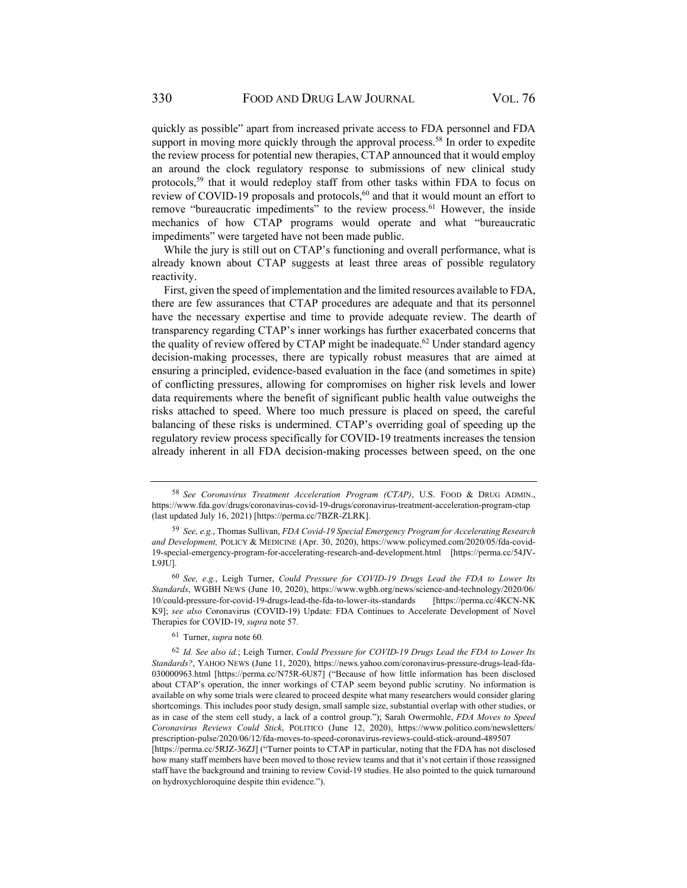quickly as possible" apart from increased private access to FDA personnel and FDA support in moving more quickly through the approval process.[58] In order to expedite the review process for potential new therapies, CTAP announced that it would employ an around the clock regulatory response to submissions of new clinical study protocols,[59] that it would redeploy staff from other tasks within FDA to focus on review of COVID-19 proposals and protocols,[60] and that it would mount an effort to remove "bureaucratic impediments" to the review process.[61] However, the inside mechanics of how CTAP programs would operate and what "bureaucratic impediments" were targeted have not been made public.

While the jury is still out on CTAP's functioning and overall performance, what is already known about CTAP suggests at least three areas of possible regulatory reactivity.

First, given the speed of implementation and the limited resources available to FDA, there are few assurances that CTAP procedures are adequate and that its personnel have the necessary expertise and time to provide adequate review. The dearth of transparency regarding CTAP's inner workings has further exacerbated concerns that the quality of review offered by CTAP might be inadequate.[62] Under standard agency decision-making processes, there are typically robust measures that are aimed at ensuring a principled, evidence-based evaluation in the face (and sometimes in spite) of conflicting pressures, allowing for compromises on higher risk levels and lower data requirements where the benefit of significant public health value outweighs the risks attached to speed. Where too much pressure is placed on speed, the careful balancing of these risks is undermined. CTAP's overriding goal of speeding up the regulatory review process specifically for COVID-19 treatments increases the tension already inherent in all FDA decision-making processes between speed, on the one

---

[58] *See Coronavirus Treatment Acceleration Program (CTAP)*, U.S. FOOD & DRUG ADMIN., https://www.fda.gov/drugs/coronavirus-covid-19-drugs/coronavirus-treatment-acceleration-program-ctap (last updated July 16, 2021) [https://perma.cc/7BZR-ZLRK].

[59] *See, e.g.*, Thomas Sullivan, *FDA Covid-19 Special Emergency Program for Accelerating Research and Development,* POLICY & MEDICINE (Apr. 30, 2020), https://www.policymed.com/2020/05/fda-covid-19-special-emergency-program-for-accelerating-research-and-development.html [https://perma.cc/54JV-L9JU].

[60] *See, e.g.*, Leigh Turner, *Could Pressure for COVID-19 Drugs Lead the FDA to Lower Its Standards*, WGBH NEWS (June 10, 2020), https://www.wgbh.org/news/science-and-technology/2020/06/10/could-pressure-for-covid-19-drugs-lead-the-fda-to-lower-its-standards [https://perma.cc/4KCN-NKK9]; *see also* Coronavirus (COVID-19) Update: FDA Continues to Accelerate Development of Novel Therapies for COVID-19, *supra* note 57.

[61] Turner, *supra* note 60.

[62] *Id. See also id.*; Leigh Turner, *Could Pressure for COVID-19 Drugs Lead the FDA to Lower Its Standards?*, YAHOO NEWS (June 11, 2020), https://news.yahoo.com/coronavirus-pressure-drugs-lead-fda-030000963.html [https://perma.cc/N75R-6U87] ("Because of how little information has been disclosed about CTAP's operation, the inner workings of CTAP seem beyond public scrutiny. No information is available on why some trials were cleared to proceed despite what many researchers would consider glaring shortcomings. This includes poor study design, small sample size, substantial overlap with other studies, or as in case of the stem cell study, a lack of a control group."); Sarah Owermohle, *FDA Moves to Speed Coronavirus Reviews Could Stick*, POLITICO (June 12, 2020), https://www.politico.com/newsletters/prescription-pulse/2020/06/12/fda-moves-to-speed-coronavirus-reviews-could-stick-around-489507 [https://perma.cc/5RJZ-36ZJ] ("Turner points to CTAP in particular, noting that the FDA has not disclosed how many staff members have been moved to those review teams and that it's not certain if those reassigned staff have the background and training to review Covid-19 studies. He also pointed to the quick turnaround on hydroxychloroquine despite thin evidence.").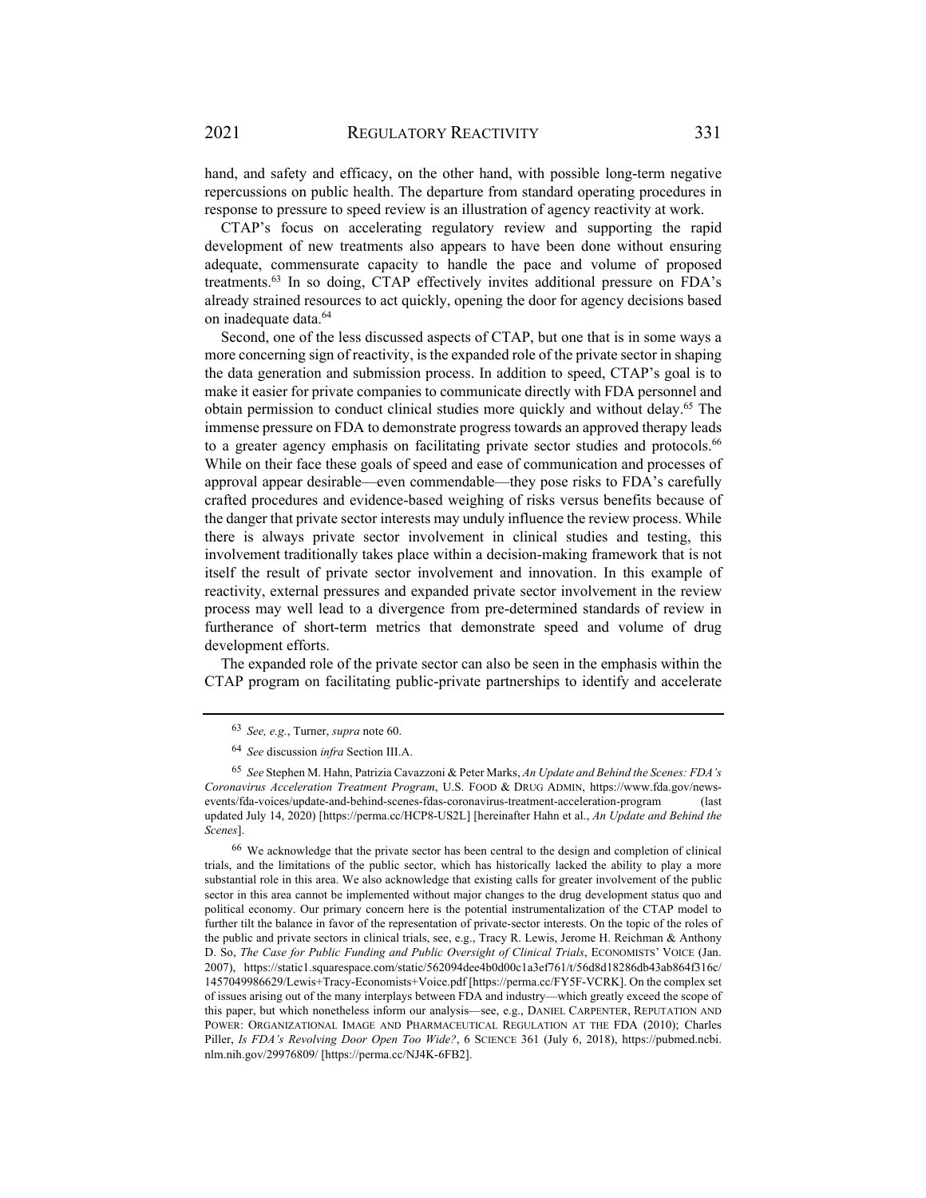hand, and safety and efficacy, on the other hand, with possible long-term negative repercussions on public health. The departure from standard operating procedures in response to pressure to speed review is an illustration of agency reactivity at work.

CTAP's focus on accelerating regulatory review and supporting the rapid development of new treatments also appears to have been done without ensuring adequate, commensurate capacity to handle the pace and volume of proposed treatments.[63] In so doing, CTAP effectively invites additional pressure on FDA's already strained resources to act quickly, opening the door for agency decisions based on inadequate data.[64]

Second, one of the less discussed aspects of CTAP, but one that is in some ways a more concerning sign of reactivity, is the expanded role of the private sector in shaping the data generation and submission process. In addition to speed, CTAP's goal is to make it easier for private companies to communicate directly with FDA personnel and obtain permission to conduct clinical studies more quickly and without delay.[65] The immense pressure on FDA to demonstrate progress towards an approved therapy leads to a greater agency emphasis on facilitating private sector studies and protocols.[66] While on their face these goals of speed and ease of communication and processes of approval appear desirable—even commendable—they pose risks to FDA's carefully crafted procedures and evidence-based weighing of risks versus benefits because of the danger that private sector interests may unduly influence the review process. While there is always private sector involvement in clinical studies and testing, this involvement traditionally takes place within a decision-making framework that is not itself the result of private sector involvement and innovation. In this example of reactivity, external pressures and expanded private sector involvement in the review process may well lead to a divergence from pre-determined standards of review in furtherance of short-term metrics that demonstrate speed and volume of drug development efforts.

The expanded role of the private sector can also be seen in the emphasis within the CTAP program on facilitating public-private partnerships to identify and accelerate

---

[63] *See, e.g.*, Turner, *supra* note 60.

[64] *See* discussion *infra* Section III.A.

[65] *See* Stephen M. Hahn, Patrizia Cavazzoni & Peter Marks, *An Update and Behind the Scenes: FDA's Coronavirus Acceleration Treatment Program*, U.S. FOOD & DRUG ADMIN, https://www.fda.gov/news-events/fda-voices/update-and-behind-scenes-fdas-coronavirus-treatment-acceleration-program (last updated July 14, 2020) [https://perma.cc/HCP8-US2L] [hereinafter Hahn et al., *An Update and Behind the Scenes*].

[66] We acknowledge that the private sector has been central to the design and completion of clinical trials, and the limitations of the public sector, which has historically lacked the ability to play a more substantial role in this area. We also acknowledge that existing calls for greater involvement of the public sector in this area cannot be implemented without major changes to the drug development status quo and political economy. Our primary concern here is the potential instrumentalization of the CTAP model to further tilt the balance in favor of the representation of private-sector interests. On the topic of the roles of the public and private sectors in clinical trials, see, e.g., Tracy R. Lewis, Jerome H. Reichman & Anthony D. So, *The Case for Public Funding and Public Oversight of Clinical Trials*, ECONOMISTS' VOICE (Jan. 2007), https://static1.squarespace.com/static/562094dee4b0d00c1a3ef761/t/56d8d18286db43ab864f316c/1457049986629/Lewis+Tracy-Economists+Voice.pdf [https://perma.cc/FY5F-VCRK]. On the complex set of issues arising out of the many interplays between FDA and industry—which greatly exceed the scope of this paper, but which nonetheless inform our analysis—see, e.g., DANIEL CARPENTER, REPUTATION AND POWER: ORGANIZATIONAL IMAGE AND PHARMACEUTICAL REGULATION AT THE FDA (2010); Charles Piller, *Is FDA's Revolving Door Open Too Wide?*, 6 SCIENCE 361 (July 6, 2018), https://pubmed.ncbi.nlm.nih.gov/29976809/ [https://perma.cc/NJ4K-6FB2].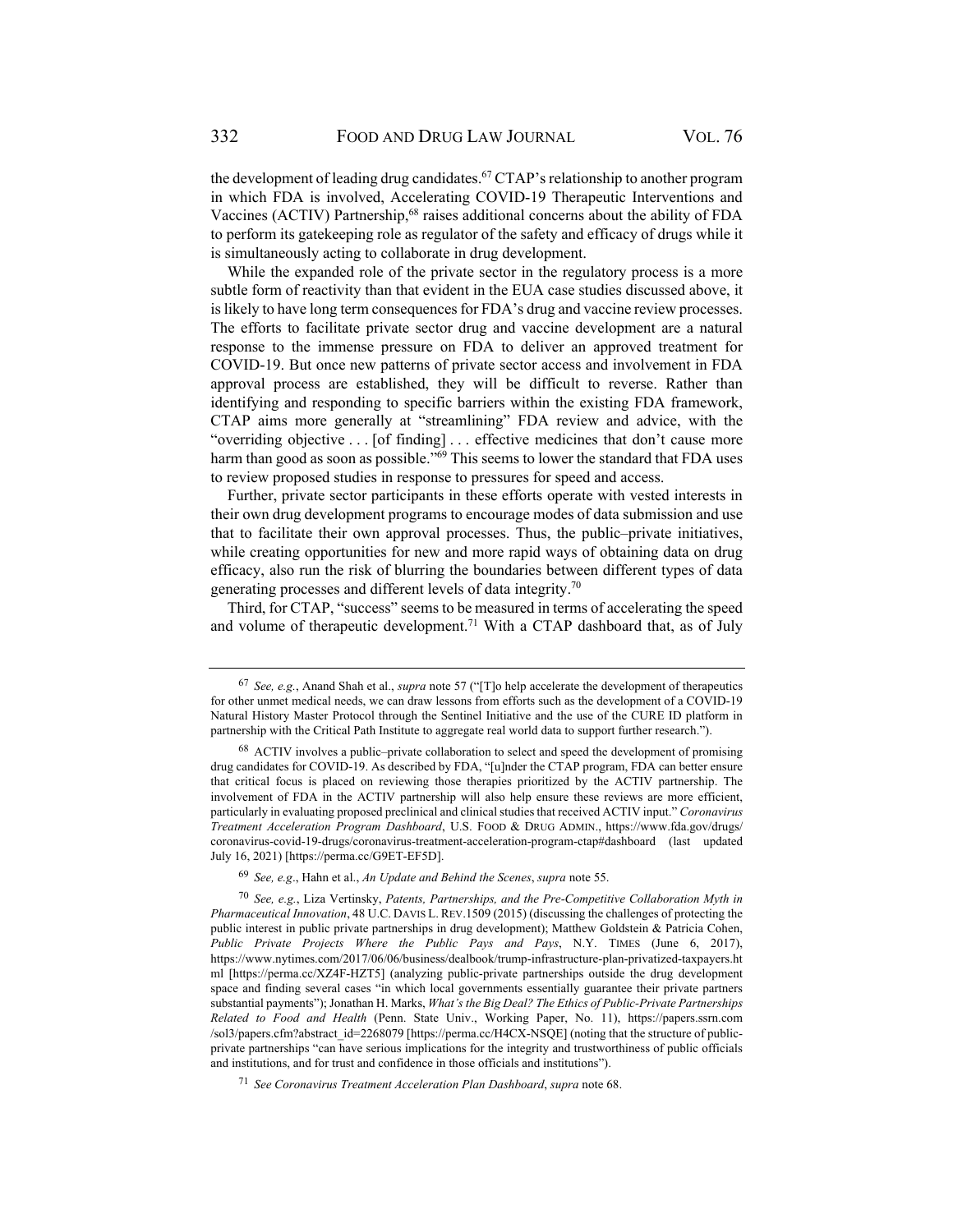the development of leading drug candidates.[67] CTAP's relationship to another program in which FDA is involved, Accelerating COVID-19 Therapeutic Interventions and Vaccines (ACTIV) Partnership,[68] raises additional concerns about the ability of FDA to perform its gatekeeping role as regulator of the safety and efficacy of drugs while it is simultaneously acting to collaborate in drug development.

While the expanded role of the private sector in the regulatory process is a more subtle form of reactivity than that evident in the EUA case studies discussed above, it is likely to have long term consequences for FDA's drug and vaccine review processes. The efforts to facilitate private sector drug and vaccine development are a natural response to the immense pressure on FDA to deliver an approved treatment for COVID-19. But once new patterns of private sector access and involvement in FDA approval process are established, they will be difficult to reverse. Rather than identifying and responding to specific barriers within the existing FDA framework, CTAP aims more generally at "streamlining" FDA review and advice, with the "overriding objective . . . [of finding] . . . effective medicines that don't cause more harm than good as soon as possible."[69] This seems to lower the standard that FDA uses to review proposed studies in response to pressures for speed and access.

Further, private sector participants in these efforts operate with vested interests in their own drug development programs to encourage modes of data submission and use that to facilitate their own approval processes. Thus, the public–private initiatives, while creating opportunities for new and more rapid ways of obtaining data on drug efficacy, also run the risk of blurring the boundaries between different types of data generating processes and different levels of data integrity.[70]

Third, for CTAP, "success" seems to be measured in terms of accelerating the speed and volume of therapeutic development.[71] With a CTAP dashboard that, as of July

---

[67] *See, e.g.*, Anand Shah et al., *supra* note 57 ("[T]o help accelerate the development of therapeutics for other unmet medical needs, we can draw lessons from efforts such as the development of a COVID-19 Natural History Master Protocol through the Sentinel Initiative and the use of the CURE ID platform in partnership with the Critical Path Institute to aggregate real world data to support further research.").

[68] ACTIV involves a public–private collaboration to select and speed the development of promising drug candidates for COVID-19. As described by FDA, "[u]nder the CTAP program, FDA can better ensure that critical focus is placed on reviewing those therapies prioritized by the ACTIV partnership. The involvement of FDA in the ACTIV partnership will also help ensure these reviews are more efficient, particularly in evaluating proposed preclinical and clinical studies that received ACTIV input." *Coronavirus Treatment Acceleration Program Dashboard*, U.S. FOOD & DRUG ADMIN., https://www.fda.gov/drugs/coronavirus-covid-19-drugs/coronavirus-treatment-acceleration-program-ctap#dashboard (last updated July 16, 2021) [https://perma.cc/G9ET-EF5D].

[69] *See, e.g*., Hahn et al., *An Update and Behind the Scenes*, *supra* note 55.

[70] *See, e.g.*, Liza Vertinsky, *Patents, Partnerships, and the Pre-Competitive Collaboration Myth in Pharmaceutical Innovation*, 48 U.C. DAVIS L. REV.1509 (2015) (discussing the challenges of protecting the public interest in public private partnerships in drug development); Matthew Goldstein & Patricia Cohen, *Public Private Projects Where the Public Pays and Pays*, N.Y. TIMES (June 6, 2017), https://www.nytimes.com/2017/06/06/business/dealbook/trump-infrastructure-plan-privatized-taxpayers.html [https://perma.cc/XZ4F-HZT5] (analyzing public-private partnerships outside the drug development space and finding several cases "in which local governments essentially guarantee their private partners substantial payments"); Jonathan H. Marks, *What's the Big Deal? The Ethics of Public-Private Partnerships Related to Food and Health* (Penn. State Univ., Working Paper, No. 11), https://papers.ssrn.com/sol3/papers.cfm?abstract_id=2268079 [https://perma.cc/H4CX-NSQE] (noting that the structure of public-private partnerships "can have serious implications for the integrity and trustworthiness of public officials and institutions, and for trust and confidence in those officials and institutions").

[71] *See Coronavirus Treatment Acceleration Plan Dashboard*, *supra* note 68.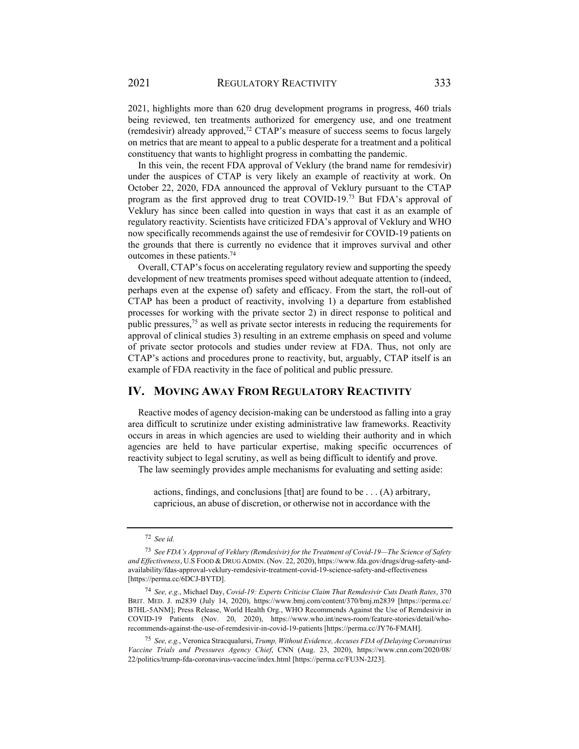2021, highlights more than 620 drug development programs in progress, 460 trials being reviewed, ten treatments authorized for emergency use, and one treatment (remdesivir) already approved,[72] CTAP's measure of success seems to focus largely on metrics that are meant to appeal to a public desperate for a treatment and a political constituency that wants to highlight progress in combatting the pandemic.

In this vein, the recent FDA approval of Veklury (the brand name for remdesivir) under the auspices of CTAP is very likely an example of reactivity at work. On October 22, 2020, FDA announced the approval of Veklury pursuant to the CTAP program as the first approved drug to treat COVID-19.[73] But FDA's approval of Veklury has since been called into question in ways that cast it as an example of regulatory reactivity. Scientists have criticized FDA's approval of Veklury and WHO now specifically recommends against the use of remdesivir for COVID-19 patients on the grounds that there is currently no evidence that it improves survival and other outcomes in these patients.[74]

Overall, CTAP's focus on accelerating regulatory review and supporting the speedy development of new treatments promises speed without adequate attention to (indeed, perhaps even at the expense of) safety and efficacy. From the start, the roll-out of CTAP has been a product of reactivity, involving 1) a departure from established processes for working with the private sector 2) in direct response to political and public pressures,[75] as well as private sector interests in reducing the requirements for approval of clinical studies 3) resulting in an extreme emphasis on speed and volume of private sector protocols and studies under review at FDA. Thus, not only are CTAP's actions and procedures prone to reactivity, but, arguably, CTAP itself is an example of FDA reactivity in the face of political and public pressure.

## IV. Moving Away From Regulatory Reactivity

Reactive modes of agency decision-making can be understood as falling into a gray area difficult to scrutinize under existing administrative law frameworks. Reactivity occurs in areas in which agencies are used to wielding their authority and in which agencies are held to have particular expertise, making specific occurrences of reactivity subject to legal scrutiny, as well as being difficult to identify and prove.

The law seemingly provides ample mechanisms for evaluating and setting aside:

> actions, findings, and conclusions [that] are found to be . . . (A) arbitrary, capricious, an abuse of discretion, or otherwise not in accordance with the

---

[72] *See id.*

[73] *See FDA's Approval of Veklury (Remdesivir) for the Treatment of Covid-19—The Science of Safety and Effectiveness*, U.S FOOD & DRUG ADMIN. (Nov. 22, 2020), https://www.fda.gov/drugs/drug-safety-and-availability/fdas-approval-veklury-remdesivir-treatment-covid-19-science-safety-and-effectiveness [https://perma.cc/6DCJ-BYTD].

[74] *See, e.g.*, Michael Day, *Covid-19: Experts Criticise Claim That Remdesivir Cuts Death Rates*, 370 BRIT. MED. J. m2839 (July 14, 2020), https://www.bmj.com/content/370/bmj.m2839 [https://perma.cc/B7HL-5ANM]; Press Release, World Health Org., WHO Recommends Against the Use of Remdesivir in COVID-19 Patients (Nov. 20, 2020), https://www.who.int/news-room/feature-stories/detail/who-recommends-against-the-use-of-remdesivir-in-covid-19-patients [https://perma.cc/JY76-FMAH].

[75] *See, e.g.*, Veronica Stracqualursi, *Trump, Without Evidence, Accuses FDA of Delaying Coronavirus Vaccine Trials and Pressures Agency Chief*, CNN (Aug. 23, 2020), https://www.cnn.com/2020/08/22/politics/trump-fda-coronavirus-vaccine/index.html [https://perma.cc/FU3N-2J23].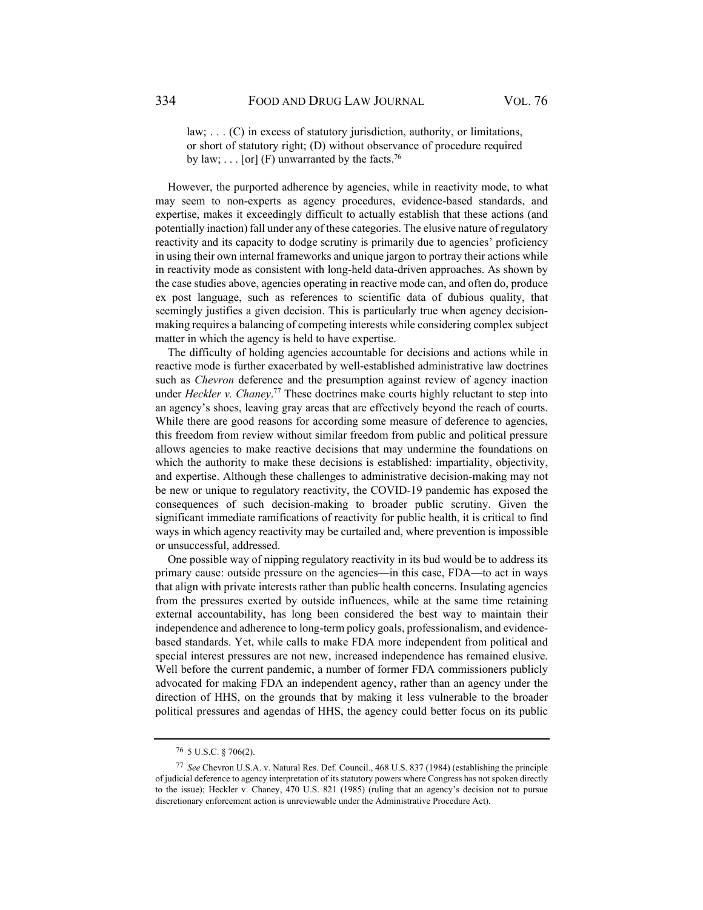law; . . . (C) in excess of statutory jurisdiction, authority, or limitations, or short of statutory right; (D) without observance of procedure required by law; . . . [or] (F) unwarranted by the facts.[76]

However, the purported adherence by agencies, while in reactivity mode, to what may seem to non-experts as agency procedures, evidence-based standards, and expertise, makes it exceedingly difficult to actually establish that these actions (and potentially inaction) fall under any of these categories. The elusive nature of regulatory reactivity and its capacity to dodge scrutiny is primarily due to agencies' proficiency in using their own internal frameworks and unique jargon to portray their actions while in reactivity mode as consistent with long-held data-driven approaches. As shown by the case studies above, agencies operating in reactive mode can, and often do, produce ex post language, such as references to scientific data of dubious quality, that seemingly justifies a given decision. This is particularly true when agency decision-making requires a balancing of competing interests while considering complex subject matter in which the agency is held to have expertise.

The difficulty of holding agencies accountable for decisions and actions while in reactive mode is further exacerbated by well-established administrative law doctrines such as *Chevron* deference and the presumption against review of agency inaction under *Heckler v. Chaney*.[77] These doctrines make courts highly reluctant to step into an agency's shoes, leaving gray areas that are effectively beyond the reach of courts. While there are good reasons for according some measure of deference to agencies, this freedom from review without similar freedom from public and political pressure allows agencies to make reactive decisions that may undermine the foundations on which the authority to make these decisions is established: impartiality, objectivity, and expertise. Although these challenges to administrative decision-making may not be new or unique to regulatory reactivity, the COVID-19 pandemic has exposed the consequences of such decision-making to broader public scrutiny. Given the significant immediate ramifications of reactivity for public health, it is critical to find ways in which agency reactivity may be curtailed and, where prevention is impossible or unsuccessful, addressed.

One possible way of nipping regulatory reactivity in its bud would be to address its primary cause: outside pressure on the agencies—in this case, FDA—to act in ways that align with private interests rather than public health concerns. Insulating agencies from the pressures exerted by outside influences, while at the same time retaining external accountability, has long been considered the best way to maintain their independence and adherence to long-term policy goals, professionalism, and evidence-based standards. Yet, while calls to make FDA more independent from political and special interest pressures are not new, increased independence has remained elusive. Well before the current pandemic, a number of former FDA commissioners publicly advocated for making FDA an independent agency, rather than an agency under the direction of HHS, on the grounds that by making it less vulnerable to the broader political pressures and agendas of HHS, the agency could better focus on its public

---

[76] 5 U.S.C. § 706(2).

[77] *See* Chevron U.S.A. v. Natural Res. Def. Council., 468 U.S. 837 (1984) (establishing the principle of judicial deference to agency interpretation of its statutory powers where Congress has not spoken directly to the issue); Heckler v. Chaney, 470 U.S. 821 (1985) (ruling that an agency's decision not to pursue discretionary enforcement action is unreviewable under the Administrative Procedure Act).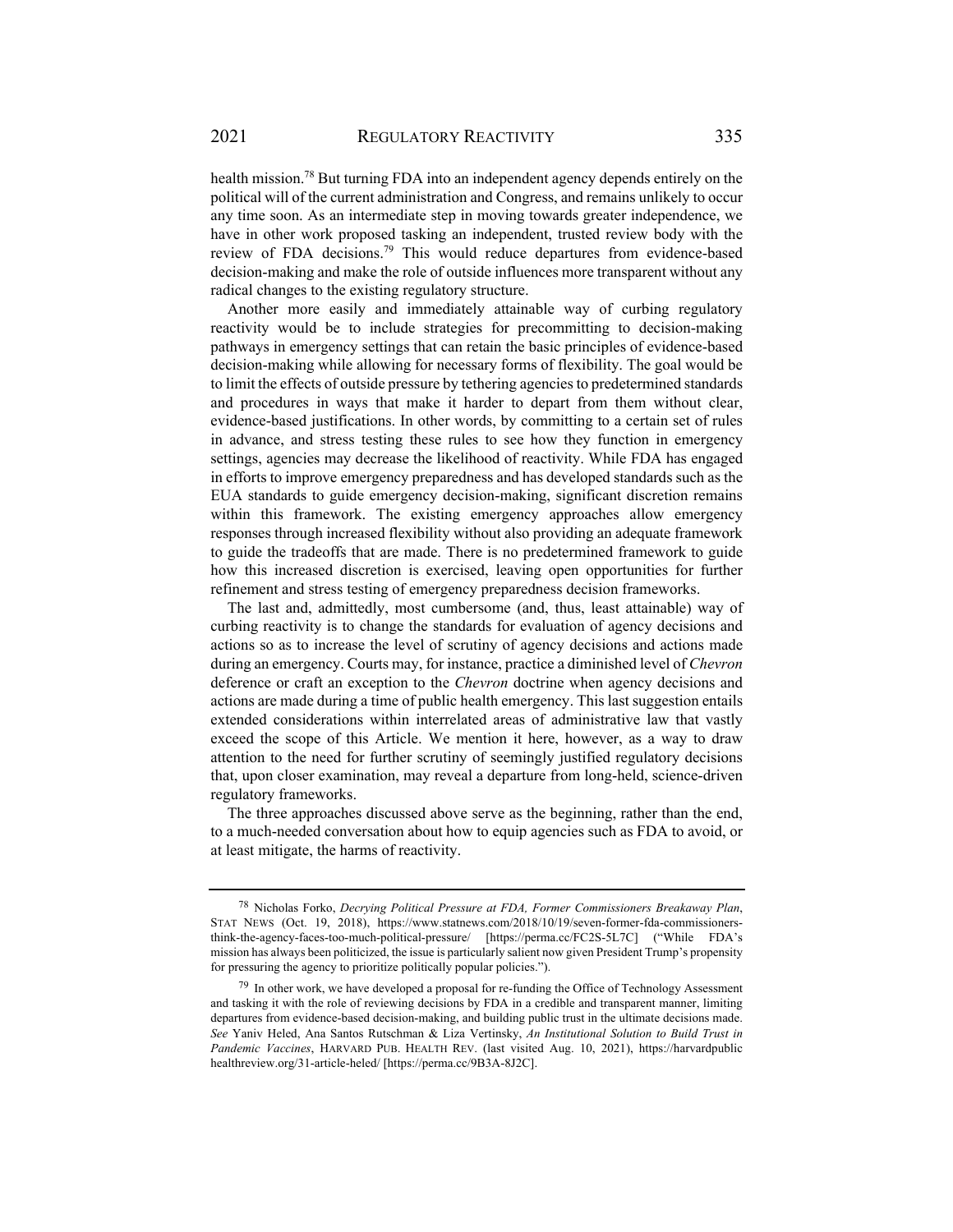health mission.[78] But turning FDA into an independent agency depends entirely on the political will of the current administration and Congress, and remains unlikely to occur any time soon. As an intermediate step in moving towards greater independence, we have in other work proposed tasking an independent, trusted review body with the review of FDA decisions.[79] This would reduce departures from evidence-based decision-making and make the role of outside influences more transparent without any radical changes to the existing regulatory structure.

Another more easily and immediately attainable way of curbing regulatory reactivity would be to include strategies for precommitting to decision-making pathways in emergency settings that can retain the basic principles of evidence-based decision-making while allowing for necessary forms of flexibility. The goal would be to limit the effects of outside pressure by tethering agencies to predetermined standards and procedures in ways that make it harder to depart from them without clear, evidence-based justifications. In other words, by committing to a certain set of rules in advance, and stress testing these rules to see how they function in emergency settings, agencies may decrease the likelihood of reactivity. While FDA has engaged in efforts to improve emergency preparedness and has developed standards such as the EUA standards to guide emergency decision-making, significant discretion remains within this framework. The existing emergency approaches allow emergency responses through increased flexibility without also providing an adequate framework to guide the tradeoffs that are made. There is no predetermined framework to guide how this increased discretion is exercised, leaving open opportunities for further refinement and stress testing of emergency preparedness decision frameworks.

The last and, admittedly, most cumbersome (and, thus, least attainable) way of curbing reactivity is to change the standards for evaluation of agency decisions and actions so as to increase the level of scrutiny of agency decisions and actions made during an emergency. Courts may, for instance, practice a diminished level of *Chevron* deference or craft an exception to the *Chevron* doctrine when agency decisions and actions are made during a time of public health emergency. This last suggestion entails extended considerations within interrelated areas of administrative law that vastly exceed the scope of this Article. We mention it here, however, as a way to draw attention to the need for further scrutiny of seemingly justified regulatory decisions that, upon closer examination, may reveal a departure from long-held, science-driven regulatory frameworks.

The three approaches discussed above serve as the beginning, rather than the end, to a much-needed conversation about how to equip agencies such as FDA to avoid, or at least mitigate, the harms of reactivity.

---

[78] Nicholas Forko, *Decrying Political Pressure at FDA, Former Commissioners Breakaway Plan*, STAT NEWS (Oct. 19, 2018), https://www.statnews.com/2018/10/19/seven-former-fda-commissioners-think-the-agency-faces-too-much-political-pressure/ [https://perma.cc/FC2S-5L7C] ("While FDA's mission has always been politicized, the issue is particularly salient now given President Trump's propensity for pressuring the agency to prioritize politically popular policies.").

[79] In other work, we have developed a proposal for re-funding the Office of Technology Assessment and tasking it with the role of reviewing decisions by FDA in a credible and transparent manner, limiting departures from evidence-based decision-making, and building public trust in the ultimate decisions made. *See* Yaniv Heled, Ana Santos Rutschman & Liza Vertinsky, *An Institutional Solution to Build Trust in Pandemic Vaccines*, HARVARD PUB. HEALTH REV. (last visited Aug. 10, 2021), https://harvardpublichealthreview.org/31-article-heled/ [https://perma.cc/9B3A-8J2C].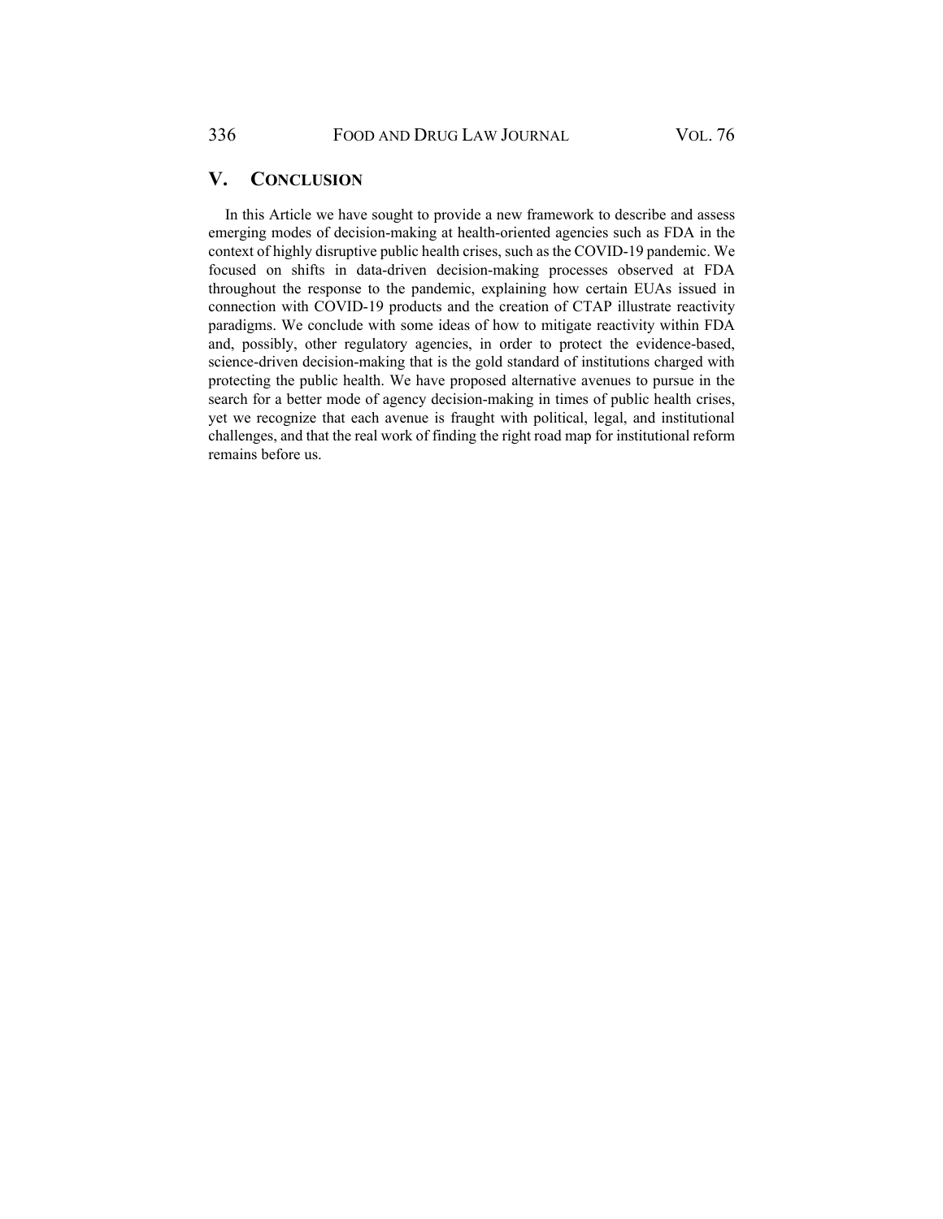## V. CONCLUSION

In this Article we have sought to provide a new framework to describe and assess emerging modes of decision-making at health-oriented agencies such as FDA in the context of highly disruptive public health crises, such as the COVID-19 pandemic. We focused on shifts in data-driven decision-making processes observed at FDA throughout the response to the pandemic, explaining how certain EUAs issued in connection with COVID-19 products and the creation of CTAP illustrate reactivity paradigms. We conclude with some ideas of how to mitigate reactivity within FDA and, possibly, other regulatory agencies, in order to protect the evidence-based, science-driven decision-making that is the gold standard of institutions charged with protecting the public health. We have proposed alternative avenues to pursue in the search for a better mode of agency decision-making in times of public health crises, yet we recognize that each avenue is fraught with political, legal, and institutional challenges, and that the real work of finding the right road map for institutional reform remains before us.